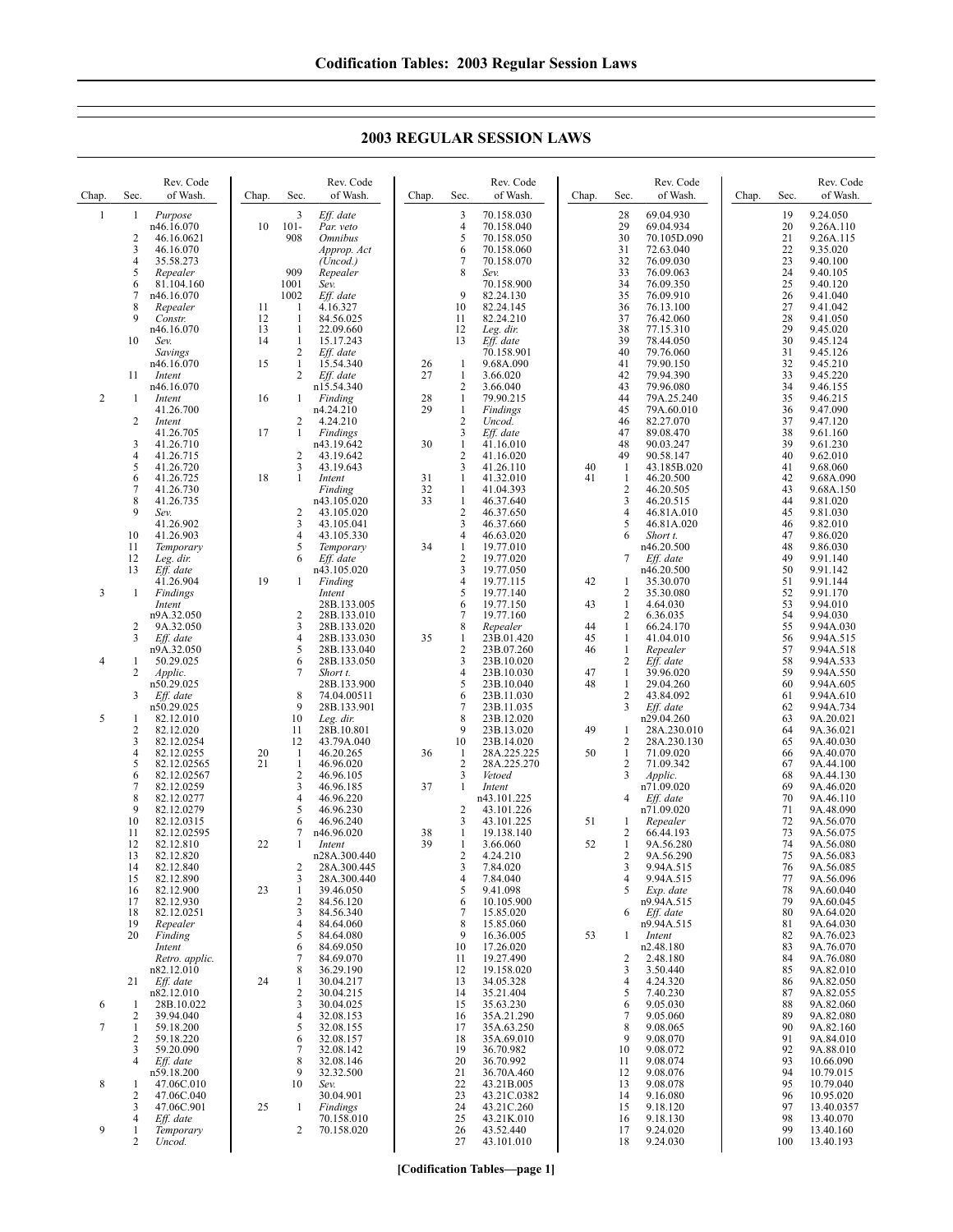# 2003 REGULAR SESSION LAWS

| Chap. | Sec. | Rev. Code of Wash. |
|---|---|---|
| 1 | 1 | *Purpose* n46.16.070 |
| | 2 | 46.16.0621 |
| | 3 | 46.16.070 |
| | 4 | 35.58.273 |
| | 5 | *Repealer* |
| | 6 | 81.104.160 |
| | 7 | n46.16.070 |
| | 8 | *Repealer* |
| | 9 | *Constr.* n46.16.070 |
| | 10 | *Sev.* *Savings* n46.16.070 |
| | 11 | *Intent* n46.16.070 |
| 2 | 1 | *Intent* 41.26.700 |
| | 2 | *Intent* 41.26.705 |
| | 3 | 41.26.710 |
| | 4 | 41.26.715 |
| | 5 | 41.26.720 |
| | 6 | 41.26.725 |
| | 7 | 41.26.730 |
| | 8 | 41.26.735 |
| | 9 | *Sev.* 41.26.902 |
| | 10 | 41.26.903 |
| | 11 | *Temporary* |
| | 12 | *Leg. dir.* |
| | 13 | *Eff. date* 41.26.904 |
| 3 | 1 | *Findings* *Intent* n9A.32.050 |
| | 2 | 9A.32.050 |
| | 3 | *Eff. date* n9A.32.050 |
| 4 | 1 | 50.29.025 |
| | 2 | *Applic.* n50.29.025 |
| | 3 | *Eff. date* n50.29.025 |
| 5 | 1 | 82.12.010 |
| | 2 | 82.12.020 |
| | 3 | 82.12.0254 |
| | 4 | 82.12.0255 |
| | 5 | 82.12.02565 |
| | 6 | 82.12.02567 |
| | 7 | 82.12.0259 |
| | 8 | 82.12.0277 |
| | 9 | 82.12.0279 |
| | 10 | 82.12.0315 |
| | 11 | 82.12.02595 |
| | 12 | 82.12.810 |
| | 13 | 82.12.820 |
| | 14 | 82.12.840 |
| | 15 | 82.12.890 |
| | 16 | 82.12.900 |
| | 17 | 82.12.930 |
| | 18 | 82.12.0251 |
| | 19 | *Repealer* |
| | 20 | *Finding* *Intent* *Retro. applic.* n82.12.010 |
| | 21 | *Eff. date* n82.12.010 |
| 6 | 1 | 28B.10.022 |
| | 2 | 39.94.040 |
| 7 | 1 | 59.18.200 |
| | 2 | 59.18.220 |
| | 3 | 59.20.090 |
| | 4 | *Eff. date* n59.18.200 |
| 8 | 1 | 47.06C.010 |
| | 2 | 47.06C.040 |
| | 3 | 47.06C.901 |
| | 4 | *Eff. date* |
| 9 | 1 | *Temporary* |
| | 2 | *Uncod.* |
| | 3 | *Eff. date* |
| 10 | 101-908 | *Par. veto* *Omnibus* *Approp. Act* *(Uncod.)* |
| | 909 | *Repealer* |
| | 1001 | *Sev.* |
| | 1002 | *Eff. date* |
| 11 | 1 | 4.16.327 |
| 12 | 1 | 84.56.025 |
| 13 | 1 | 22.09.660 |
| 14 | 1 | 15.17.243 |
| | 2 | *Eff. date* |
| 15 | 1 | 15.54.340 |
| | 2 | *Eff. date* n15.54.340 |
| 16 | 1 | *Finding* n4.24.210 |
| | 2 | 4.24.210 |
| 17 | 1 | *Findings* n43.19.642 |
| | 2 | 43.19.642 |
| | 3 | 43.19.643 |
| 18 | 1 | *Intent* *Finding* n43.105.020 |
| | 2 | 43.105.020 |
| | 3 | 43.105.041 |
| | 4 | 43.105.330 |
| | 5 | *Temporary* |
| | 6 | *Eff. date* n43.105.020 |
| 19 | 1 | *Finding* *Intent* 28B.133.005 |
| | 2 | 28B.133.010 |
| | 3 | 28B.133.020 |
| | 4 | 28B.133.030 |
| | 5 | 28B.133.040 |
| | 6 | 28B.133.050 |
| | 7 | *Short t.* 28B.133.900 |
| | 8 | 74.04.00511 |
| | 9 | 28B.133.901 |
| | 10 | *Leg. dir.* |
| | 11 | 28B.10.801 |
| | 12 | 43.79A.040 |
| 20 | 1 | 46.20.265 |
| 21 | 1 | 46.96.020 |
| | 2 | 46.96.105 |
| | 3 | 46.96.185 |
| | 4 | 46.96.220 |
| | 5 | 46.96.230 |
| | 6 | 46.96.240 |
| | 7 | n46.96.020 |
| 22 | 1 | *Intent* n28A.300.440 |
| | 2 | 28A.300.445 |
| | 3 | 28A.300.440 |
| 23 | 1 | 39.46.050 |
| | 2 | 84.56.120 |
| | 3 | 84.56.340 |
| | 4 | 84.64.060 |
| | 5 | 84.64.080 |
| | 6 | 84.69.050 |
| | 7 | 84.69.070 |
| | 8 | 36.29.190 |
| 24 | 1 | 30.04.217 |
| | 2 | 30.04.215 |
| | 3 | 30.04.025 |
| | 4 | 32.08.153 |
| | 5 | 32.08.155 |
| | 6 | 32.08.157 |
| | 7 | 32.08.142 |
| | 8 | 32.08.146 |
| | 9 | 32.32.500 |
| | 10 | *Sev.* 30.04.901 |
| 25 | 1 | *Findings* 70.158.010 |
| | 2 | 70.158.020 |
| | 3 | 70.158.030 |
| | 4 | 70.158.040 |
| | 5 | 70.158.050 |
| | 6 | 70.158.060 |
| | 7 | 70.158.070 |
| | 8 | *Sev.* 70.158.900 |
| | 9 | 82.24.130 |
| | 10 | 82.24.145 |
| | 11 | 82.24.210 |
| | 12 | *Leg. dir.* |
| | 13 | *Eff. date* 70.158.901 |
| 26 | 1 | 9.68A.090 |
| 27 | 1 | 3.66.020 |
| | 2 | 3.66.040 |
| 28 | 1 | 79.90.215 |
| 29 | 1 | *Findings* |
| | 2 | *Uncod.* |
| | 3 | *Eff. date* |
| 30 | 1 | 41.16.010 |
| | 2 | 41.16.020 |
| | 3 | 41.26.110 |
| 31 | 1 | 41.32.010 |
| 32 | 1 | 41.04.393 |
| 33 | 1 | 46.37.640 |
| | 2 | 46.37.650 |
| | 3 | 46.37.660 |
| | 4 | 46.63.020 |
| 34 | 1 | 19.77.010 |
| | 2 | 19.77.020 |
| | 3 | 19.77.050 |
| | 4 | 19.77.115 |
| | 5 | 19.77.140 |
| | 6 | 19.77.150 |
| | 7 | 19.77.160 |
| | 8 | *Repealer* |
| 35 | 1 | 23B.01.420 |
| | 2 | 23B.07.260 |
| | 3 | 23B.10.020 |
| | 4 | 23B.10.030 |
| | 5 | 23B.10.040 |
| | 6 | 23B.11.030 |
| | 7 | 23B.11.035 |
| | 8 | 23B.12.020 |
| | 9 | 23B.13.020 |
| | 10 | 23B.14.020 |
| 36 | 1 | 28A.225.225 |
| | 2 | 28A.225.270 |
| | 3 | *Vetoed* |
| 37 | 1 | *Intent* n43.101.225 |
| | 2 | 43.101.226 |
| | 3 | 43.101.225 |
| 38 | 1 | 19.138.140 |
| 39 | 1 | 3.66.060 |
| | 2 | 4.24.210 |
| | 3 | 7.84.020 |
| | 4 | 7.84.040 |
| | 5 | 9.41.098 |
| | 6 | 10.105.900 |
| | 7 | 15.85.020 |
| | 8 | 15.85.060 |
| | 9 | 16.36.005 |
| | 10 | 17.26.020 |
| | 11 | 19.27.490 |
| | 12 | 19.158.020 |
| | 13 | 34.05.328 |
| | 14 | 35.21.404 |
| | 15 | 35.63.230 |
| | 16 | 35A.21.290 |
| | 17 | 35A.63.250 |
| | 18 | 35A.69.010 |
| | 19 | 36.70.982 |
| | 20 | 36.70.992 |
| | 21 | 36.70A.460 |
| | 22 | 43.21B.005 |
| | 23 | 43.21C.0382 |
| | 24 | 43.21C.260 |
| | 25 | 43.21K.010 |
| | 26 | 43.52.440 |
| | 27 | 43.101.010 |
| | 28 | 69.04.930 |
| | 29 | 69.04.934 |
| | 30 | 70.105D.090 |
| | 31 | 72.63.040 |
| | 32 | 76.09.030 |
| | 33 | 76.09.063 |
| | 34 | 76.09.350 |
| | 35 | 76.09.910 |
| | 36 | 76.13.100 |
| | 37 | 76.42.060 |
| | 38 | 77.15.310 |
| | 39 | 78.44.050 |
| | 40 | 79.76.060 |
| | 41 | 79.90.150 |
| | 42 | 79.94.390 |
| | 43 | 79.96.080 |
| | 44 | 79A.25.240 |
| | 45 | 79A.60.010 |
| | 46 | 82.27.070 |
| | 47 | 89.08.470 |
| | 48 | 90.03.247 |
| | 49 | 90.58.147 |
| 40 | 1 | 43.185B.020 |
| 41 | 1 | 46.20.500 |
| | 2 | 46.20.505 |
| | 3 | 46.20.515 |
| | 4 | 46.81A.010 |
| | 5 | 46.81A.020 |
| | 6 | *Short t.* n46.20.500 |
| | 7 | *Eff. date* n46.20.500 |
| 42 | 1 | 35.30.070 |
| | 2 | 35.30.080 |
| 43 | 1 | 4.64.030 |
| | 2 | 6.36.035 |
| 44 | 1 | 66.24.170 |
| 45 | 1 | 41.04.010 |
| 46 | 1 | *Repealer* |
| | 2 | *Eff. date* |
| 47 | 1 | 39.96.020 |
| 48 | 1 | 29.04.260 |
| | 2 | 43.84.092 |
| | 3 | *Eff. date* n29.04.260 |
| 49 | 1 | 28A.230.010 |
| | 2 | 28A.230.130 |
| 50 | 1 | 71.09.020 |
| | 2 | 71.09.342 |
| | 3 | *Applic.* n71.09.020 |
| | 4 | *Eff. date* n71.09.020 |
| 51 | 1 | *Repealer* |
| | 2 | 66.44.193 |
| 52 | 1 | 9A.56.280 |
| | 2 | 9A.56.290 |
| | 3 | 9.94A.515 |
| | 4 | 9.94A.515 |
| | 5 | *Exp. date* n9.94A.515 |
| | 6 | *Eff. date* n9.94A.515 |
| 53 | 1 | *Intent* n2.48.180 |
| | 2 | 2.48.180 |
| | 3 | 3.50.440 |
| | 4 | 4.24.320 |
| | 5 | 7.40.230 |
| | 6 | 9.05.030 |
| | 7 | 9.05.060 |
| | 8 | 9.08.065 |
| | 9 | 9.08.070 |
| | 10 | 9.08.072 |
| | 11 | 9.08.074 |
| | 12 | 9.08.076 |
| | 13 | 9.08.078 |
| | 14 | 9.16.080 |
| | 15 | 9.18.120 |
| | 16 | 9.18.130 |
| | 17 | 9.24.020 |
| | 18 | 9.24.030 |
| | 19 | 9.24.050 |
| | 20 | 9.26A.110 |
| | 21 | 9.26A.115 |
| | 22 | 9.35.020 |
| | 23 | 9.40.100 |
| | 24 | 9.40.105 |
| | 25 | 9.40.120 |
| | 26 | 9.41.040 |
| | 27 | 9.41.042 |
| | 28 | 9.41.050 |
| | 29 | 9.45.020 |
| | 30 | 9.45.124 |
| | 31 | 9.45.126 |
| | 32 | 9.45.210 |
| | 33 | 9.45.220 |
| | 34 | 9.46.155 |
| | 35 | 9.46.215 |
| | 36 | 9.47.090 |
| | 37 | 9.47.120 |
| | 38 | 9.61.160 |
| | 39 | 9.61.230 |
| | 40 | 9.62.010 |
| | 41 | 9.68.060 |
| | 42 | 9.68A.090 |
| | 43 | 9.68A.150 |
| | 44 | 9.81.020 |
| | 45 | 9.81.030 |
| | 46 | 9.82.010 |
| | 47 | 9.86.020 |
| | 48 | 9.86.030 |
| | 49 | 9.91.140 |
| | 50 | 9.91.142 |
| | 51 | 9.91.144 |
| | 52 | 9.91.170 |
| | 53 | 9.94.010 |
| | 54 | 9.94.030 |
| | 55 | 9.94A.030 |
| | 56 | 9.94A.515 |
| | 57 | 9.94A.518 |
| | 58 | 9.94A.533 |
| | 59 | 9.94A.550 |
| | 60 | 9.94A.605 |
| | 61 | 9.94A.610 |
| | 62 | 9.94A.734 |
| | 63 | 9A.20.021 |
| | 64 | 9A.36.021 |
| | 65 | 9A.40.030 |
| | 66 | 9A.40.070 |
| | 67 | 9A.44.100 |
| | 68 | 9A.44.130 |
| | 69 | 9A.46.020 |
| | 70 | 9A.46.110 |
| | 71 | 9A.48.090 |
| | 72 | 9A.56.070 |
| | 73 | 9A.56.075 |
| | 74 | 9A.56.080 |
| | 75 | 9A.56.083 |
| | 76 | 9A.56.085 |
| | 77 | 9A.56.096 |
| | 78 | 9A.60.040 |
| | 79 | 9A.60.045 |
| | 80 | 9A.64.020 |
| | 81 | 9A.64.030 |
| | 82 | 9A.76.023 |
| | 83 | 9A.76.070 |
| | 84 | 9A.76.080 |
| | 85 | 9A.82.010 |
| | 86 | 9A.82.050 |
| | 87 | 9A.82.055 |
| | 88 | 9A.82.060 |
| | 89 | 9A.82.080 |
| | 90 | 9A.82.160 |
| | 91 | 9A.84.010 |
| | 92 | 9A.88.010 |
| | 93 | 10.66.090 |
| | 94 | 10.79.015 |
| | 95 | 10.79.040 |
| | 96 | 10.95.020 |
| | 97 | 13.40.0357 |
| | 98 | 13.40.070 |
| | 99 | 13.40.160 |
| | 100 | 13.40.193 |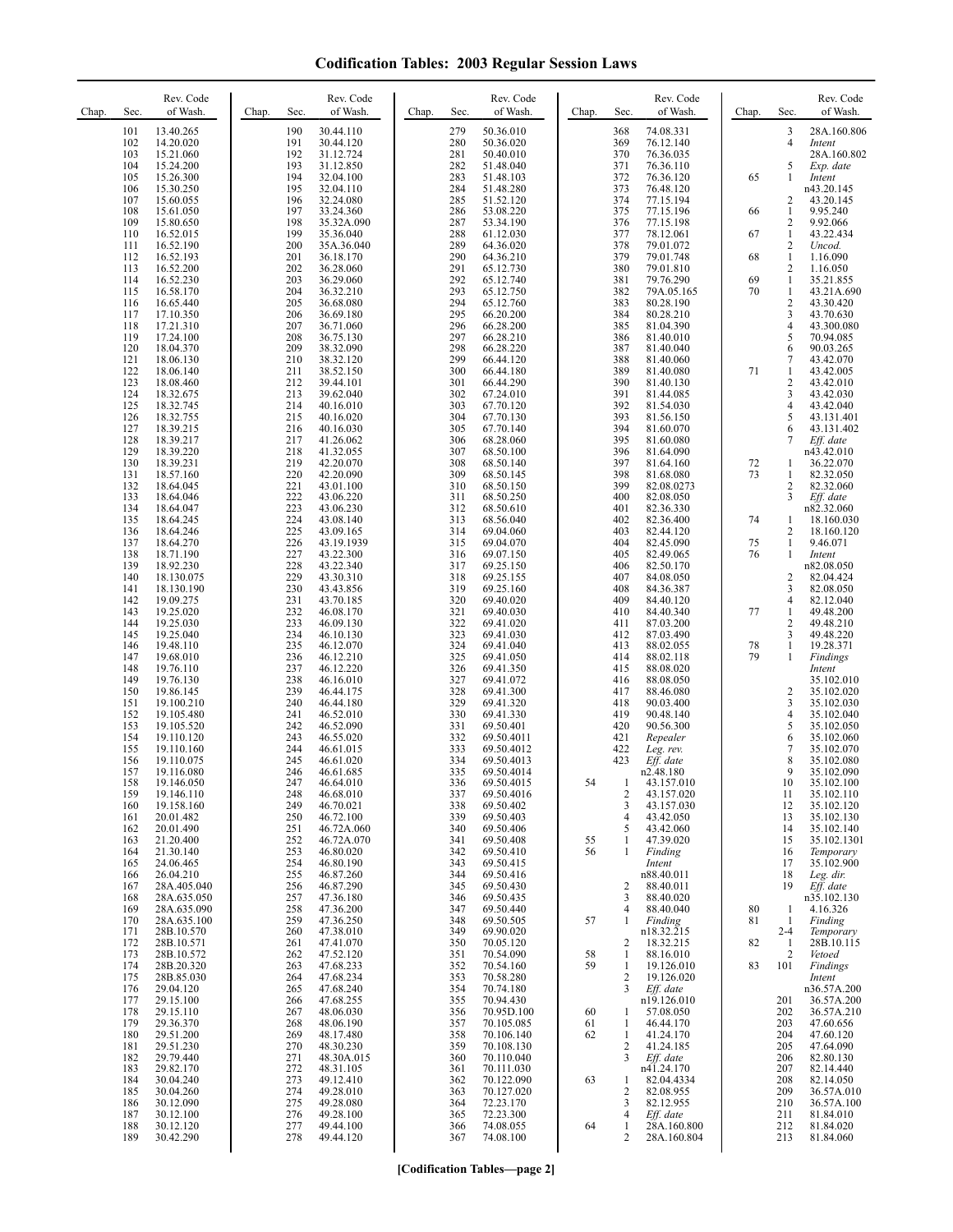# Codification Tables: 2003 Regular Session Laws

| Chap. | Sec. | Rev. Code of Wash. |
|---|---|---|
| | 101 | 13.40.265 |
| | 102 | 14.20.020 |
| | 103 | 15.21.060 |
| | 104 | 15.24.200 |
| | 105 | 15.26.300 |
| | 106 | 15.30.250 |
| | 107 | 15.60.055 |
| | 108 | 15.61.050 |
| | 109 | 15.80.650 |
| | 110 | 16.52.015 |
| | 111 | 16.52.190 |
| | 112 | 16.52.193 |
| | 113 | 16.52.200 |
| | 114 | 16.52.230 |
| | 115 | 16.58.170 |
| | 116 | 16.65.440 |
| | 117 | 17.10.350 |
| | 118 | 17.21.310 |
| | 119 | 17.24.100 |
| | 120 | 18.04.370 |
| | 121 | 18.06.130 |
| | 122 | 18.06.140 |
| | 123 | 18.08.460 |
| | 124 | 18.32.675 |
| | 125 | 18.32.745 |
| | 126 | 18.32.755 |
| | 127 | 18.39.215 |
| | 128 | 18.39.217 |
| | 129 | 18.39.220 |
| | 130 | 18.39.231 |
| | 131 | 18.57.160 |
| | 132 | 18.64.045 |
| | 133 | 18.64.046 |
| | 134 | 18.64.047 |
| | 135 | 18.64.245 |
| | 136 | 18.64.246 |
| | 137 | 18.64.270 |
| | 138 | 18.71.190 |
| | 139 | 18.92.230 |
| | 140 | 18.130.075 |
| | 141 | 18.130.190 |
| | 142 | 19.09.275 |
| | 143 | 19.25.020 |
| | 144 | 19.25.030 |
| | 145 | 19.25.040 |
| | 146 | 19.48.110 |
| | 147 | 19.68.010 |
| | 148 | 19.76.110 |
| | 149 | 19.76.130 |
| | 150 | 19.86.145 |
| | 151 | 19.100.210 |
| | 152 | 19.105.480 |
| | 153 | 19.105.520 |
| | 154 | 19.110.120 |
| | 155 | 19.110.160 |
| | 156 | 19.110.075 |
| | 157 | 19.116.080 |
| | 158 | 19.146.050 |
| | 159 | 19.146.110 |
| | 160 | 19.158.160 |
| | 161 | 20.01.482 |
| | 162 | 20.01.490 |
| | 163 | 21.20.400 |
| | 164 | 21.30.140 |
| | 165 | 24.06.465 |
| | 166 | 26.04.210 |
| | 167 | 28A.405.040 |
| | 168 | 28A.635.050 |
| | 169 | 28A.635.090 |
| | 170 | 28A.635.100 |
| | 171 | 28B.10.570 |
| | 172 | 28B.10.571 |
| | 173 | 28B.10.572 |
| | 174 | 28B.20.320 |
| | 175 | 28B.85.030 |
| | 176 | 29.04.120 |
| | 177 | 29.15.100 |
| | 178 | 29.15.110 |
| | 179 | 29.36.370 |
| | 180 | 29.51.200 |
| | 181 | 29.51.230 |
| | 182 | 29.79.440 |
| | 183 | 29.82.170 |
| | 184 | 30.04.240 |
| | 185 | 30.04.260 |
| | 186 | 30.12.090 |
| | 187 | 30.12.100 |
| | 188 | 30.12.120 |
| | 189 | 30.42.290 |
| | 190 | 30.44.110 |
| | 191 | 30.44.120 |
| | 192 | 31.12.724 |
| | 193 | 31.12.850 |
| | 194 | 32.04.100 |
| | 195 | 32.04.110 |
| | 196 | 32.24.080 |
| | 197 | 33.24.360 |
| | 198 | 35.32A.090 |
| | 199 | 35.36.040 |
| | 200 | 35A.36.040 |
| | 201 | 36.18.170 |
| | 202 | 36.28.060 |
| | 203 | 36.29.060 |
| | 204 | 36.32.210 |
| | 205 | 36.68.080 |
| | 206 | 36.69.180 |
| | 207 | 36.71.060 |
| | 208 | 36.75.130 |
| | 209 | 38.32.090 |
| | 210 | 38.32.120 |
| | 211 | 38.52.150 |
| | 212 | 39.44.101 |
| | 213 | 39.62.040 |
| | 214 | 40.16.010 |
| | 215 | 40.16.020 |
| | 216 | 40.16.030 |
| | 217 | 41.26.062 |
| | 218 | 41.32.055 |
| | 219 | 42.20.070 |
| | 220 | 42.20.090 |
| | 221 | 43.01.100 |
| | 222 | 43.06.220 |
| | 223 | 43.06.230 |
| | 224 | 43.08.140 |
| | 225 | 43.09.165 |
| | 226 | 43.19.1939 |
| | 227 | 43.22.300 |
| | 228 | 43.22.340 |
| | 229 | 43.30.310 |
| | 230 | 43.43.856 |
| | 231 | 43.70.185 |
| | 232 | 46.08.170 |
| | 233 | 46.09.130 |
| | 234 | 46.10.130 |
| | 235 | 46.12.070 |
| | 236 | 46.12.210 |
| | 237 | 46.12.220 |
| | 238 | 46.16.010 |
| | 239 | 46.44.175 |
| | 240 | 46.44.180 |
| | 241 | 46.52.010 |
| | 242 | 46.52.090 |
| | 243 | 46.55.020 |
| | 244 | 46.61.015 |
| | 245 | 46.61.020 |
| | 246 | 46.61.685 |
| | 247 | 46.64.010 |
| | 248 | 46.68.010 |
| | 249 | 46.70.021 |
| | 250 | 46.72.100 |
| | 251 | 46.72A.060 |
| | 252 | 46.72A.070 |
| | 253 | 46.80.020 |
| | 254 | 46.80.190 |
| | 255 | 46.87.260 |
| | 256 | 46.87.290 |
| | 257 | 47.36.180 |
| | 258 | 47.36.200 |
| | 259 | 47.36.250 |
| | 260 | 47.38.010 |
| | 261 | 47.41.070 |
| | 262 | 47.52.120 |
| | 263 | 47.68.233 |
| | 264 | 47.68.234 |
| | 265 | 47.68.240 |
| | 266 | 47.68.255 |
| | 267 | 48.06.030 |
| | 268 | 48.06.190 |
| | 269 | 48.17.480 |
| | 270 | 48.30.230 |
| | 271 | 48.30A.015 |
| | 272 | 48.31.105 |
| | 273 | 49.12.410 |
| | 274 | 49.28.010 |
| | 275 | 49.28.080 |
| | 276 | 49.28.100 |
| | 277 | 49.44.100 |
| | 278 | 49.44.120 |
| | 279 | 50.36.010 |
| | 280 | 50.36.020 |
| | 281 | 50.40.010 |
| | 282 | 51.48.040 |
| | 283 | 51.48.103 |
| | 284 | 51.48.280 |
| | 285 | 51.52.120 |
| | 286 | 53.08.220 |
| | 287 | 53.34.190 |
| | 288 | 61.12.030 |
| | 289 | 64.36.020 |
| | 290 | 64.36.210 |
| | 291 | 65.12.730 |
| | 292 | 65.12.740 |
| | 293 | 65.12.750 |
| | 294 | 65.12.760 |
| | 295 | 66.20.200 |
| | 296 | 66.28.200 |
| | 297 | 66.28.210 |
| | 298 | 66.28.220 |
| | 299 | 66.44.120 |
| | 300 | 66.44.180 |
| | 301 | 66.44.290 |
| | 302 | 67.24.010 |
| | 303 | 67.70.120 |
| | 304 | 67.70.130 |
| | 305 | 67.70.140 |
| | 306 | 68.28.060 |
| | 307 | 68.50.100 |
| | 308 | 68.50.140 |
| | 309 | 68.50.145 |
| | 310 | 68.50.150 |
| | 311 | 68.50.250 |
| | 312 | 68.50.610 |
| | 313 | 68.56.040 |
| | 314 | 69.04.060 |
| | 315 | 69.04.070 |
| | 316 | 69.07.150 |
| | 317 | 69.25.150 |
| | 318 | 69.25.155 |
| | 319 | 69.25.160 |
| | 320 | 69.40.020 |
| | 321 | 69.40.030 |
| | 322 | 69.41.020 |
| | 323 | 69.41.030 |
| | 324 | 69.41.040 |
| | 325 | 69.41.050 |
| | 326 | 69.41.350 |
| | 327 | 69.41.072 |
| | 328 | 69.41.300 |
| | 329 | 69.41.320 |
| | 330 | 69.41.330 |
| | 331 | 69.50.401 |
| | 332 | 69.50.4011 |
| | 333 | 69.50.4012 |
| | 334 | 69.50.4013 |
| | 335 | 69.50.4014 |
| | 336 | 69.50.4015 |
| | 337 | 69.50.4016 |
| | 338 | 69.50.402 |
| | 339 | 69.50.403 |
| | 340 | 69.50.406 |
| | 341 | 69.50.408 |
| | 342 | 69.50.410 |
| | 343 | 69.50.415 |
| | 344 | 69.50.416 |
| | 345 | 69.50.430 |
| | 346 | 69.50.435 |
| | 347 | 69.50.440 |
| | 348 | 69.50.505 |
| | 349 | 69.90.020 |
| | 350 | 70.05.120 |
| | 351 | 70.54.090 |
| | 352 | 70.54.160 |
| | 353 | 70.58.280 |
| | 354 | 70.74.180 |
| | 355 | 70.94.430 |
| | 356 | 70.95D.100 |
| | 357 | 70.105.085 |
| | 358 | 70.106.140 |
| | 359 | 70.108.130 |
| | 360 | 70.110.040 |
| | 361 | 70.111.030 |
| | 362 | 70.122.090 |
| | 363 | 70.127.020 |
| | 364 | 72.23.170 |
| | 365 | 72.23.300 |
| | 366 | 74.08.055 |
| | 367 | 74.08.100 |
| | 368 | 74.08.331 |
| | 369 | 76.12.140 |
| | 370 | 76.36.035 |
| | 371 | 76.36.110 |
| | 372 | 76.36.120 |
| | 373 | 76.48.120 |
| | 374 | 77.15.194 |
| | 375 | 77.15.196 |
| | 376 | 77.15.198 |
| | 377 | 78.12.061 |
| | 378 | 79.01.072 |
| | 379 | 79.01.748 |
| | 380 | 79.01.810 |
| | 381 | 79.76.290 |
| | 382 | 79A.05.165 |
| | 383 | 80.28.190 |
| | 384 | 80.28.210 |
| | 385 | 81.04.390 |
| | 386 | 81.40.010 |
| | 387 | 81.40.040 |
| | 388 | 81.40.060 |
| | 389 | 81.40.080 |
| | 390 | 81.40.130 |
| | 391 | 81.44.085 |
| | 392 | 81.54.030 |
| | 393 | 81.56.150 |
| | 394 | 81.60.070 |
| | 395 | 81.60.080 |
| | 396 | 81.64.090 |
| | 397 | 81.64.160 |
| | 398 | 81.68.080 |
| | 399 | 82.08.0273 |
| | 400 | 82.08.050 |
| | 401 | 82.36.330 |
| | 402 | 82.36.400 |
| | 403 | 82.44.120 |
| | 404 | 82.45.090 |
| | 405 | 82.49.065 |
| | 406 | 82.50.170 |
| | 407 | 84.08.050 |
| | 408 | 84.36.387 |
| | 409 | 84.40.120 |
| | 410 | 84.40.340 |
| | 411 | 87.03.200 |
| | 412 | 87.03.490 |
| | 413 | 88.02.055 |
| | 414 | 88.02.118 |
| | 415 | 88.08.020 |
| | 416 | 88.08.050 |
| | 417 | 88.46.080 |
| | 418 | 90.03.400 |
| | 419 | 90.48.140 |
| | 420 | 90.56.300 |
| | 421 | *Repealer* |
| | 422 | *Leg. rev.* |
| | 423 | *Eff. date* n2.48.180 |
| 54 | 1 | 43.157.010 |
| | 2 | 43.157.020 |
| | 3 | 43.157.030 |
| | 4 | 43.42.050 |
| | 5 | 43.42.060 |
| 55 | 1 | 47.39.020 |
| 56 | 1 | *Finding Intent* n88.40.011 |
| | 2 | 88.40.011 |
| | 3 | 88.40.020 |
| | 4 | 88.40.040 |
| 57 | 1 | *Finding* n18.32.215 |
| | 2 | 18.32.215 |
| 58 | 1 | 88.16.010 |
| 59 | 1 | 19.126.010 |
| | 2 | 19.126.020 |
| | 3 | *Eff. date* n19.126.010 |
| 60 | 1 | 57.08.050 |
| 61 | 1 | 46.44.170 |
| 62 | 1 | 41.24.170 |
| | 2 | 41.24.185 |
| | 3 | *Eff. date* n41.24.170 |
| 63 | 1 | 82.04.4334 |
| | 2 | 82.08.955 |
| | 3 | 82.12.955 |
| | 4 | *Eff. date* |
| 64 | 1 | 28A.160.800 |
| | 2 | 28A.160.804 |
| | 3 | 28A.160.806 |
| | 4 | *Intent* 28A.160.802 |
| | 5 | *Exp. date* |
| 65 | 1 | *Intent* n43.20.145 |
| | 2 | 43.20.145 |
| 66 | 1 | 9.95.240 |
| | 2 | 9.92.066 |
| 67 | 1 | 43.22.434 |
| | 2 | *Uncod.* |
| 68 | 1 | 1.16.090 |
| | 2 | 1.16.050 |
| 69 | 1 | 35.21.855 |
| 70 | 1 | 43.21A.690 |
| | 2 | 43.30.420 |
| | 3 | 43.70.630 |
| | 4 | 43.300.080 |
| | 5 | 70.94.085 |
| | 6 | 90.03.265 |
| | 7 | 43.42.070 |
| 71 | 1 | 43.42.005 |
| | 2 | 43.42.010 |
| | 3 | 43.42.030 |
| | 4 | 43.42.040 |
| | 5 | 43.131.401 |
| | 6 | 43.131.402 |
| | 7 | *Eff. date* n43.42.010 |
| 72 | 1 | 36.22.070 |
| 73 | 1 | 82.32.050 |
| | 2 | 82.32.060 |
| | 3 | *Eff. date* n82.32.060 |
| 74 | 1 | 18.160.030 |
| | 2 | 18.160.120 |
| 75 | 1 | 9.46.071 |
| 76 | 1 | *Intent* n82.08.050 |
| | 2 | 82.04.424 |
| | 3 | 82.08.050 |
| | 4 | 82.12.040 |
| 77 | 1 | 49.48.200 |
| | 2 | 49.48.210 |
| | 3 | 49.48.220 |
| 78 | 1 | 19.28.371 |
| 79 | 1 | *Findings Intent* 35.102.010 |
| | 2 | 35.102.020 |
| | 3 | 35.102.030 |
| | 4 | 35.102.040 |
| | 5 | 35.102.050 |
| | 6 | 35.102.060 |
| | 7 | 35.102.070 |
| | 8 | 35.102.080 |
| | 9 | 35.102.090 |
| | 10 | 35.102.100 |
| | 11 | 35.102.110 |
| | 12 | 35.102.120 |
| | 13 | 35.102.130 |
| | 14 | 35.102.140 |
| | 15 | 35.102.1301 |
| | 16 | *Temporary* |
| | 17 | 35.102.900 |
| | 18 | *Leg. dir.* |
| | 19 | *Eff. date* n35.102.130 |
| 80 | 1 | 4.16.326 |
| 81 | 1 | *Finding* |
| | 2-4 | *Temporary* |
| 82 | 1 | 28B.10.115 |
| | 2 | *Vetoed* |
| 83 | 101 | *Findings Intent* n36.57A.200 |
| | 201 | 36.57A.200 |
| | 202 | 36.57A.210 |
| | 203 | 47.60.656 |
| | 204 | 47.60.120 |
| | 205 | 47.64.090 |
| | 206 | 82.80.130 |
| | 207 | 82.14.440 |
| | 208 | 82.14.050 |
| | 209 | 36.57A.010 |
| | 210 | 36.57A.100 |
| | 211 | 81.84.010 |
| | 212 | 81.84.020 |
| | 213 | 81.84.060 |

[Codification Tables—page 2]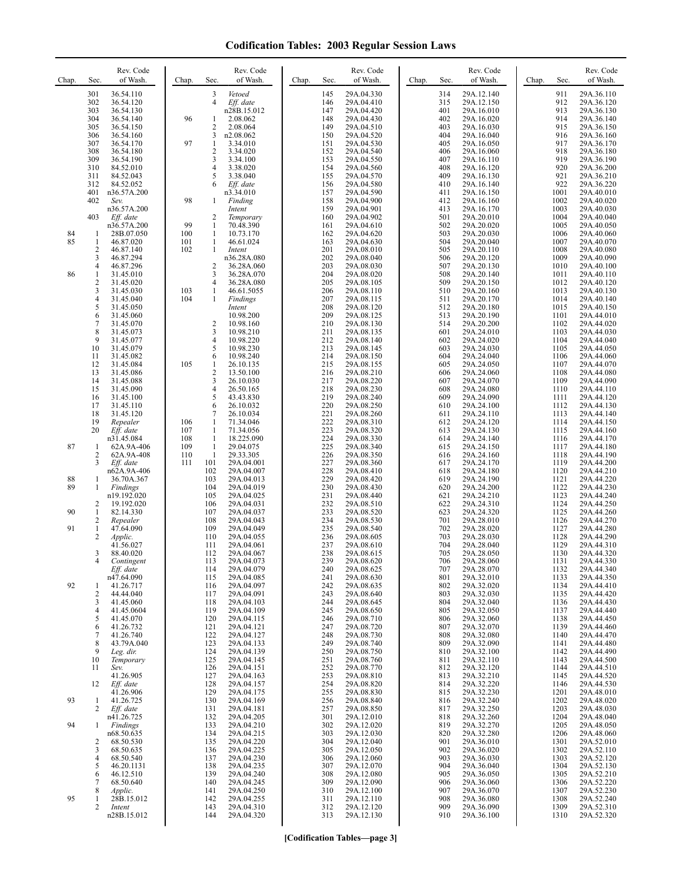# Codification Tables: 2003 Regular Session Laws

| Chap. | Sec. | Rev. Code of Wash. |
|---|---|---|
| | 301 | 36.54.110 |
| | 302 | 36.54.120 |
| | 303 | 36.54.130 |
| | 304 | 36.54.140 |
| | 305 | 36.54.150 |
| | 306 | 36.54.160 |
| | 307 | 36.54.170 |
| | 308 | 36.54.180 |
| | 309 | 36.54.190 |
| | 310 | 84.52.010 |
| | 311 | 84.52.043 |
| | 312 | 84.52.052 |
| | 401 | n36.57A.200 |
| | 402 | *Sev.* n36.57A.200 |
| | 403 | *Eff. date* n36.57A.200 |
| 84 | 1 | 28B.07.050 |
| 85 | 1 | 46.87.020 |
| | 2 | 46.87.140 |
| | 3 | 46.87.294 |
| | 4 | 46.87.296 |
| 86 | 1 | 31.45.010 |
| | 2 | 31.45.020 |
| | 3 | 31.45.030 |
| | 4 | 31.45.040 |
| | 5 | 31.45.050 |
| | 6 | 31.45.060 |
| | 7 | 31.45.070 |
| | 8 | 31.45.073 |
| | 9 | 31.45.077 |
| | 10 | 31.45.079 |
| | 11 | 31.45.082 |
| | 12 | 31.45.084 |
| | 13 | 31.45.086 |
| | 14 | 31.45.088 |
| | 15 | 31.45.090 |
| | 16 | 31.45.100 |
| | 17 | 31.45.110 |
| | 18 | 31.45.120 |
| | 19 | *Repealer* |
| | 20 | *Eff. date* n31.45.084 |
| 87 | 1 | 62A.9A-406 |
| | 2 | 62A.9A-408 |
| | 3 | *Eff. date* n62A.9A-406 |
| 88 | 1 | 36.70A.367 |
| 89 | 1 | *Findings* n19.192.020 |
| | 2 | 19.192.020 |
| 90 | 1 | 82.14.330 |
| | 2 | *Repealer* |
| 91 | 1 | 47.64.090 |
| | 2 | *Applic.* 41.56.027 |
| | 3 | 88.40.020 |
| | 4 | *Contingent Eff. date* n47.64.090 |
| 92 | 1 | 41.26.717 |
| | 2 | 44.44.040 |
| | 3 | 41.45.060 |
| | 4 | 41.45.0604 |
| | 5 | 41.45.070 |
| | 6 | 41.26.732 |
| | 7 | 41.26.740 |
| | 8 | 43.79A.040 |
| | 9 | *Leg. dir.* |
| | 10 | *Temporary* |
| | 11 | *Sev.* 41.26.905 |
| | 12 | *Eff. date* 41.26.906 |
| 93 | 1 | 41.26.725 |
| | 2 | *Eff. date* n41.26.725 |
| 94 | 1 | *Findings* n68.50.635 |
| | 2 | 68.50.530 |
| | 3 | 68.50.635 |
| | 4 | 68.50.540 |
| | 5 | 46.20.1131 |
| | 6 | 46.12.510 |
| | 7 | 68.50.640 |
| | 8 | *Applic.* |
| 95 | 1 | 28B.15.012 |
| | 2 | *Intent* n28B.15.012 |
| | 3 | *Vetoed* |
| | 4 | *Eff. date* n28B.15.012 |
| 96 | 1 | 2.08.062 |
| | 2 | 2.08.064 |
| | 3 | n2.08.062 |
| 97 | 1 | 3.34.010 |
| | 2 | 3.34.020 |
| | 3 | 3.34.100 |
| | 4 | 3.38.020 |
| | 5 | 3.38.040 |
| | 6 | *Eff. date* n3.34.010 |
| 98 | 1 | *Finding Intent* |
| | 2 | *Temporary* |
| 99 | 1 | 70.48.390 |
| 100 | 1 | 10.73.170 |
| 101 | 1 | 46.61.024 |
| 102 | 1 | *Intent* n36.28A.080 |
| | 2 | 36.28A.060 |
| | 3 | 36.28A.070 |
| | 4 | 36.28A.080 |
| 103 | 1 | 46.61.5055 |
| 104 | 1 | *Findings Intent* 10.98.200 |
| | 2 | 10.98.160 |
| | 3 | 10.98.210 |
| | 4 | 10.98.220 |
| | 5 | 10.98.230 |
| | 6 | 10.98.240 |
| 105 | 1 | 26.10.135 |
| | 2 | 13.50.100 |
| | 3 | 26.10.030 |
| | 4 | 26.50.165 |
| | 5 | 43.43.830 |
| | 6 | 26.10.032 |
| | 7 | 26.10.034 |
| 106 | 1 | 71.34.046 |
| 107 | 1 | 71.34.056 |
| 108 | 1 | 18.225.090 |
| 109 | 1 | 29.04.075 |
| 110 | 1 | 29.33.305 |
| 111 | 101 | 29A.04.001 |
| | 102 | 29A.04.007 |
| | 103 | 29A.04.013 |
| | 104 | 29A.04.019 |
| | 105 | 29A.04.025 |
| | 106 | 29A.04.031 |
| | 107 | 29A.04.037 |
| | 108 | 29A.04.043 |
| | 109 | 29A.04.049 |
| | 110 | 29A.04.055 |
| | 111 | 29A.04.061 |
| | 112 | 29A.04.067 |
| | 113 | 29A.04.073 |
| | 114 | 29A.04.079 |
| | 115 | 29A.04.085 |
| | 116 | 29A.04.097 |
| | 117 | 29A.04.091 |
| | 118 | 29A.04.103 |
| | 119 | 29A.04.109 |
| | 120 | 29A.04.115 |
| | 121 | 29A.04.121 |
| | 122 | 29A.04.127 |
| | 123 | 29A.04.133 |
| | 124 | 29A.04.139 |
| | 125 | 29A.04.145 |
| | 126 | 29A.04.151 |
| | 127 | 29A.04.163 |
| | 128 | 29A.04.157 |
| | 129 | 29A.04.175 |
| | 130 | 29A.04.169 |
| | 131 | 29A.04.181 |
| | 132 | 29A.04.205 |
| | 133 | 29A.04.210 |
| | 134 | 29A.04.215 |
| | 135 | 29A.04.220 |
| | 136 | 29A.04.225 |
| | 137 | 29A.04.230 |
| | 138 | 29A.04.235 |
| | 139 | 29A.04.240 |
| | 140 | 29A.04.245 |
| | 141 | 29A.04.250 |
| | 142 | 29A.04.255 |
| | 143 | 29A.04.310 |
| | 144 | 29A.04.320 |
| | 145 | 29A.04.330 |
| | 146 | 29A.04.410 |
| | 147 | 29A.04.420 |
| | 148 | 29A.04.430 |
| | 149 | 29A.04.510 |
| | 150 | 29A.04.520 |
| | 151 | 29A.04.530 |
| | 152 | 29A.04.540 |
| | 153 | 29A.04.550 |
| | 154 | 29A.04.560 |
| | 155 | 29A.04.570 |
| | 156 | 29A.04.580 |
| | 157 | 29A.04.590 |
| | 158 | 29A.04.900 |
| | 159 | 29A.04.901 |
| | 160 | 29A.04.902 |
| | 161 | 29A.04.610 |
| | 162 | 29A.04.620 |
| | 163 | 29A.04.630 |
| | 201 | 29A.08.010 |
| | 202 | 29A.08.040 |
| | 203 | 29A.08.030 |
| | 204 | 29A.08.020 |
| | 205 | 29A.08.105 |
| | 206 | 29A.08.110 |
| | 207 | 29A.08.115 |
| | 208 | 29A.08.120 |
| | 209 | 29A.08.125 |
| | 210 | 29A.08.130 |
| | 211 | 29A.08.135 |
| | 212 | 29A.08.140 |
| | 213 | 29A.08.145 |
| | 214 | 29A.08.150 |
| | 215 | 29A.08.155 |
| | 216 | 29A.08.210 |
| | 217 | 29A.08.220 |
| | 218 | 29A.08.230 |
| | 219 | 29A.08.240 |
| | 220 | 29A.08.250 |
| | 221 | 29A.08.260 |
| | 222 | 29A.08.310 |
| | 223 | 29A.08.320 |
| | 224 | 29A.08.330 |
| | 225 | 29A.08.340 |
| | 226 | 29A.08.350 |
| | 227 | 29A.08.360 |
| | 228 | 29A.08.410 |
| | 229 | 29A.08.420 |
| | 230 | 29A.08.430 |
| | 231 | 29A.08.440 |
| | 232 | 29A.08.510 |
| | 233 | 29A.08.520 |
| | 234 | 29A.08.530 |
| | 235 | 29A.08.540 |
| | 236 | 29A.08.605 |
| | 237 | 29A.08.610 |
| | 238 | 29A.08.615 |
| | 239 | 29A.08.620 |
| | 240 | 29A.08.625 |
| | 241 | 29A.08.630 |
| | 242 | 29A.08.635 |
| | 243 | 29A.08.640 |
| | 244 | 29A.08.645 |
| | 245 | 29A.08.650 |
| | 246 | 29A.08.710 |
| | 247 | 29A.08.720 |
| | 248 | 29A.08.730 |
| | 249 | 29A.08.740 |
| | 250 | 29A.08.750 |
| | 251 | 29A.08.760 |
| | 252 | 29A.08.770 |
| | 253 | 29A.08.810 |
| | 254 | 29A.08.820 |
| | 255 | 29A.08.830 |
| | 256 | 29A.08.840 |
| | 257 | 29A.08.850 |
| | 301 | 29A.12.010 |
| | 302 | 29A.12.020 |
| | 303 | 29A.12.030 |
| | 304 | 29A.12.040 |
| | 305 | 29A.12.050 |
| | 306 | 29A.12.060 |
| | 307 | 29A.12.070 |
| | 308 | 29A.12.080 |
| | 309 | 29A.12.090 |
| | 310 | 29A.12.100 |
| | 311 | 29A.12.110 |
| | 312 | 29A.12.120 |
| | 313 | 29A.12.130 |
| | 314 | 29A.12.140 |
| | 315 | 29A.12.150 |
| | 401 | 29A.16.010 |
| | 402 | 29A.16.020 |
| | 403 | 29A.16.030 |
| | 404 | 29A.16.040 |
| | 405 | 29A.16.050 |
| | 406 | 29A.16.060 |
| | 407 | 29A.16.110 |
| | 408 | 29A.16.120 |
| | 409 | 29A.16.130 |
| | 410 | 29A.16.140 |
| | 411 | 29A.16.150 |
| | 412 | 29A.16.160 |
| | 413 | 29A.16.170 |
| | 501 | 29A.20.010 |
| | 502 | 29A.20.020 |
| | 503 | 29A.20.030 |
| | 504 | 29A.20.040 |
| | 505 | 29A.20.110 |
| | 506 | 29A.20.120 |
| | 507 | 29A.20.130 |
| | 508 | 29A.20.140 |
| | 509 | 29A.20.150 |
| | 510 | 29A.20.160 |
| | 511 | 29A.20.170 |
| | 512 | 29A.20.180 |
| | 513 | 29A.20.190 |
| | 514 | 29A.20.200 |
| | 601 | 29A.24.010 |
| | 602 | 29A.24.020 |
| | 603 | 29A.24.030 |
| | 604 | 29A.24.040 |
| | 605 | 29A.24.050 |
| | 606 | 29A.24.060 |
| | 607 | 29A.24.070 |
| | 608 | 29A.24.080 |
| | 609 | 29A.24.090 |
| | 610 | 29A.24.100 |
| | 611 | 29A.24.110 |
| | 612 | 29A.24.120 |
| | 613 | 29A.24.130 |
| | 614 | 29A.24.140 |
| | 615 | 29A.24.150 |
| | 616 | 29A.24.160 |
| | 617 | 29A.24.170 |
| | 618 | 29A.24.180 |
| | 619 | 29A.24.190 |
| | 620 | 29A.24.200 |
| | 621 | 29A.24.210 |
| | 622 | 29A.24.310 |
| | 623 | 29A.24.320 |
| | 701 | 29A.28.010 |
| | 702 | 29A.28.020 |
| | 703 | 29A.28.030 |
| | 704 | 29A.28.040 |
| | 705 | 29A.28.050 |
| | 706 | 29A.28.060 |
| | 707 | 29A.28.070 |
| | 801 | 29A.32.010 |
| | 802 | 29A.32.020 |
| | 803 | 29A.32.030 |
| | 804 | 29A.32.040 |
| | 805 | 29A.32.050 |
| | 806 | 29A.32.060 |
| | 807 | 29A.32.070 |
| | 808 | 29A.32.080 |
| | 809 | 29A.32.090 |
| | 810 | 29A.32.100 |
| | 811 | 29A.32.110 |
| | 812 | 29A.32.120 |
| | 813 | 29A.32.210 |
| | 814 | 29A.32.220 |
| | 815 | 29A.32.230 |
| | 816 | 29A.32.240 |
| | 817 | 29A.32.250 |
| | 818 | 29A.32.260 |
| | 819 | 29A.32.270 |
| | 820 | 29A.32.280 |
| | 901 | 29A.36.010 |
| | 902 | 29A.36.020 |
| | 903 | 29A.36.030 |
| | 904 | 29A.36.040 |
| | 905 | 29A.36.050 |
| | 906 | 29A.36.060 |
| | 907 | 29A.36.070 |
| | 908 | 29A.36.080 |
| | 909 | 29A.36.090 |
| | 910 | 29A.36.100 |
| | 911 | 29A.36.110 |
| | 912 | 29A.36.120 |
| | 913 | 29A.36.130 |
| | 914 | 29A.36.140 |
| | 915 | 29A.36.150 |
| | 916 | 29A.36.160 |
| | 917 | 29A.36.170 |
| | 918 | 29A.36.180 |
| | 919 | 29A.36.190 |
| | 920 | 29A.36.200 |
| | 921 | 29A.36.210 |
| | 922 | 29A.36.220 |
| | 1001 | 29A.40.010 |
| | 1002 | 29A.40.020 |
| | 1003 | 29A.40.030 |
| | 1004 | 29A.40.040 |
| | 1005 | 29A.40.050 |
| | 1006 | 29A.40.060 |
| | 1007 | 29A.40.070 |
| | 1008 | 29A.40.080 |
| | 1009 | 29A.40.090 |
| | 1010 | 29A.40.100 |
| | 1011 | 29A.40.110 |
| | 1012 | 29A.40.120 |
| | 1013 | 29A.40.130 |
| | 1014 | 29A.40.140 |
| | 1015 | 29A.40.150 |
| | 1101 | 29A.44.010 |
| | 1102 | 29A.44.020 |
| | 1103 | 29A.44.030 |
| | 1104 | 29A.44.040 |
| | 1105 | 29A.44.050 |
| | 1106 | 29A.44.060 |
| | 1107 | 29A.44.070 |
| | 1108 | 29A.44.080 |
| | 1109 | 29A.44.090 |
| | 1110 | 29A.44.110 |
| | 1111 | 29A.44.120 |
| | 1112 | 29A.44.130 |
| | 1113 | 29A.44.140 |
| | 1114 | 29A.44.150 |
| | 1115 | 29A.44.160 |
| | 1116 | 29A.44.170 |
| | 1117 | 29A.44.180 |
| | 1118 | 29A.44.190 |
| | 1119 | 29A.44.200 |
| | 1120 | 29A.44.210 |
| | 1121 | 29A.44.220 |
| | 1122 | 29A.44.230 |
| | 1123 | 29A.44.240 |
| | 1124 | 29A.44.250 |
| | 1125 | 29A.44.260 |
| | 1126 | 29A.44.270 |
| | 1127 | 29A.44.280 |
| | 1128 | 29A.44.290 |
| | 1129 | 29A.44.310 |
| | 1130 | 29A.44.320 |
| | 1131 | 29A.44.330 |
| | 1132 | 29A.44.340 |
| | 1133 | 29A.44.350 |
| | 1134 | 29A.44.410 |
| | 1135 | 29A.44.420 |
| | 1136 | 29A.44.430 |
| | 1137 | 29A.44.440 |
| | 1138 | 29A.44.450 |
| | 1139 | 29A.44.460 |
| | 1140 | 29A.44.470 |
| | 1141 | 29A.44.480 |
| | 1142 | 29A.44.490 |
| | 1143 | 29A.44.500 |
| | 1144 | 29A.44.510 |
| | 1145 | 29A.44.520 |
| | 1146 | 29A.44.530 |
| | 1201 | 29A.48.010 |
| | 1202 | 29A.48.020 |
| | 1203 | 29A.48.030 |
| | 1204 | 29A.48.040 |
| | 1205 | 29A.48.050 |
| | 1206 | 29A.48.060 |
| | 1301 | 29A.52.010 |
| | 1302 | 29A.52.110 |
| | 1303 | 29A.52.120 |
| | 1304 | 29A.52.130 |
| | 1305 | 29A.52.210 |
| | 1306 | 29A.52.220 |
| | 1307 | 29A.52.230 |
| | 1308 | 29A.52.240 |
| | 1309 | 29A.52.310 |
| | 1310 | 29A.52.320 |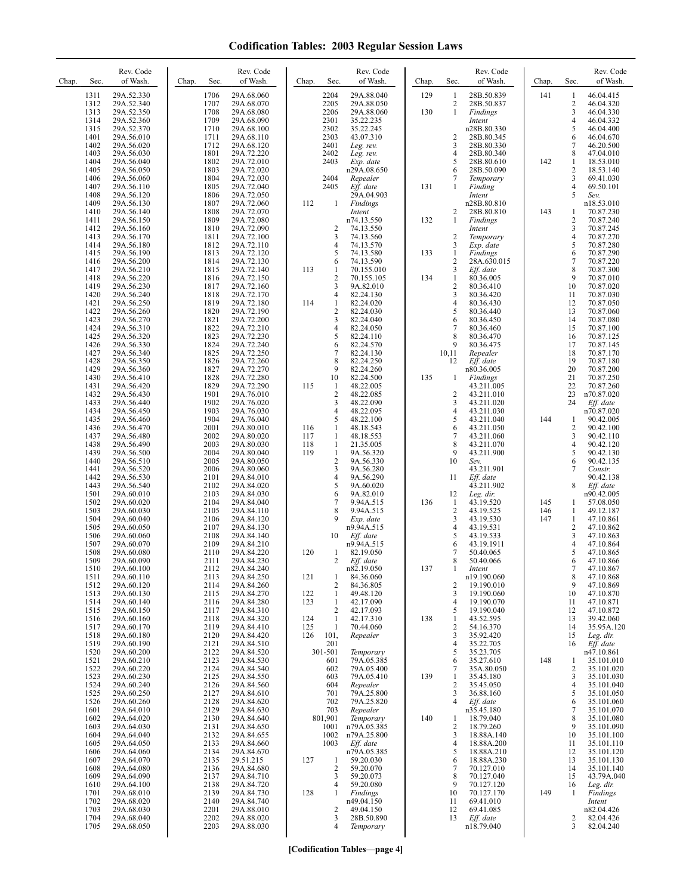# Codification Tables: 2003 Regular Session Laws

| Chap. | Sec. | Rev. Code of Wash. |
|---|---|---|
| | 1311 | 29A.52.330 |
| | 1312 | 29A.52.340 |
| | 1313 | 29A.52.350 |
| | 1314 | 29A.52.360 |
| | 1315 | 29A.52.370 |
| | 1401 | 29A.56.010 |
| | 1402 | 29A.56.020 |
| | 1403 | 29A.56.030 |
| | 1404 | 29A.56.040 |
| | 1405 | 29A.56.050 |
| | 1406 | 29A.56.060 |
| | 1407 | 29A.56.110 |
| | 1408 | 29A.56.120 |
| | 1409 | 29A.56.130 |
| | 1410 | 29A.56.140 |
| | 1411 | 29A.56.150 |
| | 1412 | 29A.56.160 |
| | 1413 | 29A.56.170 |
| | 1414 | 29A.56.180 |
| | 1415 | 29A.56.190 |
| | 1416 | 29A.56.200 |
| | 1417 | 29A.56.210 |
| | 1418 | 29A.56.220 |
| | 1419 | 29A.56.230 |
| | 1420 | 29A.56.240 |
| | 1421 | 29A.56.250 |
| | 1422 | 29A.56.260 |
| | 1423 | 29A.56.270 |
| | 1424 | 29A.56.310 |
| | 1425 | 29A.56.320 |
| | 1426 | 29A.56.330 |
| | 1427 | 29A.56.340 |
| | 1428 | 29A.56.350 |
| | 1429 | 29A.56.360 |
| | 1430 | 29A.56.410 |
| | 1431 | 29A.56.420 |
| | 1432 | 29A.56.430 |
| | 1433 | 29A.56.440 |
| | 1434 | 29A.56.450 |
| | 1435 | 29A.56.460 |
| | 1436 | 29A.56.470 |
| | 1437 | 29A.56.480 |
| | 1438 | 29A.56.490 |
| | 1439 | 29A.56.500 |
| | 1440 | 29A.56.510 |
| | 1441 | 29A.56.520 |
| | 1442 | 29A.56.530 |
| | 1443 | 29A.56.540 |
| | 1501 | 29A.60.010 |
| | 1502 | 29A.60.020 |
| | 1503 | 29A.60.030 |
| | 1504 | 29A.60.040 |
| | 1505 | 29A.60.050 |
| | 1506 | 29A.60.060 |
| | 1507 | 29A.60.070 |
| | 1508 | 29A.60.080 |
| | 1509 | 29A.60.090 |
| | 1510 | 29A.60.100 |
| | 1511 | 29A.60.110 |
| | 1512 | 29A.60.120 |
| | 1513 | 29A.60.130 |
| | 1514 | 29A.60.140 |
| | 1515 | 29A.60.150 |
| | 1516 | 29A.60.160 |
| | 1517 | 29A.60.170 |
| | 1518 | 29A.60.180 |
| | 1519 | 29A.60.190 |
| | 1520 | 29A.60.200 |
| | 1521 | 29A.60.210 |
| | 1522 | 29A.60.220 |
| | 1523 | 29A.60.230 |
| | 1524 | 29A.60.240 |
| | 1525 | 29A.60.250 |
| | 1526 | 29A.60.260 |
| | 1601 | 29A.64.010 |
| | 1602 | 29A.64.020 |
| | 1603 | 29A.64.030 |
| | 1604 | 29A.64.040 |
| | 1605 | 29A.64.050 |
| | 1606 | 29A.64.060 |
| | 1607 | 29A.64.070 |
| | 1608 | 29A.64.080 |
| | 1609 | 29A.64.090 |
| | 1610 | 29A.64.100 |
| | 1701 | 29A.68.010 |
| | 1702 | 29A.68.020 |
| | 1703 | 29A.68.030 |
| | 1704 | 29A.68.040 |
| | 1705 | 29A.68.050 |
| | 1706 | 29A.68.060 |
| | 1707 | 29A.68.070 |
| | 1708 | 29A.68.080 |
| | 1709 | 29A.68.090 |
| | 1710 | 29A.68.100 |
| | 1711 | 29A.68.110 |
| | 1712 | 29A.68.120 |
| | 1801 | 29A.72.220 |
| | 1802 | 29A.72.010 |
| | 1803 | 29A.72.020 |
| | 1804 | 29A.72.030 |
| | 1805 | 29A.72.040 |
| | 1806 | 29A.72.050 |
| | 1807 | 29A.72.060 |
| | 1808 | 29A.72.070 |
| | 1809 | 29A.72.080 |
| | 1810 | 29A.72.090 |
| | 1811 | 29A.72.100 |
| | 1812 | 29A.72.110 |
| | 1813 | 29A.72.120 |
| | 1814 | 29A.72.130 |
| | 1815 | 29A.72.140 |
| | 1816 | 29A.72.150 |
| | 1817 | 29A.72.160 |
| | 1818 | 29A.72.170 |
| | 1819 | 29A.72.180 |
| | 1820 | 29A.72.190 |
| | 1821 | 29A.72.200 |
| | 1822 | 29A.72.210 |
| | 1823 | 29A.72.230 |
| | 1824 | 29A.72.240 |
| | 1825 | 29A.72.250 |
| | 1826 | 29A.72.260 |
| | 1827 | 29A.72.270 |
| | 1828 | 29A.72.280 |
| | 1829 | 29A.72.290 |
| | 1901 | 29A.76.010 |
| | 1902 | 29A.76.020 |
| | 1903 | 29A.76.030 |
| | 1904 | 29A.76.040 |
| | 2001 | 29A.80.010 |
| | 2002 | 29A.80.020 |
| | 2003 | 29A.80.030 |
| | 2004 | 29A.80.040 |
| | 2005 | 29A.80.050 |
| | 2006 | 29A.80.060 |
| | 2101 | 29A.84.010 |
| | 2102 | 29A.84.020 |
| | 2103 | 29A.84.030 |
| | 2104 | 29A.84.040 |
| | 2105 | 29A.84.110 |
| | 2106 | 29A.84.120 |
| | 2107 | 29A.84.130 |
| | 2108 | 29A.84.140 |
| | 2109 | 29A.84.210 |
| | 2110 | 29A.84.220 |
| | 2111 | 29A.84.230 |
| | 2112 | 29A.84.240 |
| | 2113 | 29A.84.250 |
| | 2114 | 29A.84.260 |
| | 2115 | 29A.84.270 |
| | 2116 | 29A.84.280 |
| | 2117 | 29A.84.310 |
| | 2118 | 29A.84.320 |
| | 2119 | 29A.84.410 |
| | 2120 | 29A.84.420 |
| | 2121 | 29A.84.510 |
| | 2122 | 29A.84.520 |
| | 2123 | 29A.84.530 |
| | 2124 | 29A.84.540 |
| | 2125 | 29A.84.550 |
| | 2126 | 29A.84.560 |
| | 2127 | 29A.84.610 |
| | 2128 | 29A.84.620 |
| | 2129 | 29A.84.630 |
| | 2130 | 29A.84.640 |
| | 2131 | 29A.84.650 |
| | 2132 | 29A.84.655 |
| | 2133 | 29A.84.660 |
| | 2134 | 29A.84.670 |
| | 2135 | 29.51.215 |
| | 2136 | 29A.84.680 |
| | 2137 | 29A.84.710 |
| | 2138 | 29A.84.720 |
| | 2139 | 29A.84.730 |
| | 2140 | 29A.84.740 |
| | 2201 | 29A.88.010 |
| | 2202 | 29A.88.020 |
| | 2203 | 29A.88.030 |
| | 2204 | 29A.88.040 |
| | 2205 | 29A.88.050 |
| | 2206 | 29A.88.060 |
| | 2301 | 35.22.235 |
| | 2302 | 35.22.245 |
| | 2303 | 43.07.310 |
| | 2401 | *Leg. rev.* |
| | 2402 | *Leg. rev.* |
| | 2403 | *Exp. date* n29A.08.650 |
| | 2404 | *Repealer* |
| | 2405 | *Eff. date* 29A.04.903 |
| 112 | 1 | *Findings Intent* n74.13.550 |
| | 2 | 74.13.550 |
| | 3 | 74.13.560 |
| | 4 | 74.13.570 |
| | 5 | 74.13.580 |
| | 6 | 74.13.590 |
| 113 | 1 | 70.155.010 |
| | 2 | 70.155.105 |
| | 3 | 9A.82.010 |
| | 4 | 82.24.130 |
| 114 | 1 | 82.24.020 |
| | 2 | 82.24.030 |
| | 3 | 82.24.040 |
| | 4 | 82.24.050 |
| | 5 | 82.24.110 |
| | 6 | 82.24.570 |
| | 7 | 82.24.130 |
| | 8 | 82.24.250 |
| | 9 | 82.24.260 |
| | 10 | 82.24.500 |
| 115 | 1 | 48.22.005 |
| | 2 | 48.22.085 |
| | 3 | 48.22.090 |
| | 4 | 48.22.095 |
| | 5 | 48.22.100 |
| 116 | 1 | 48.18.543 |
| 117 | 1 | 48.18.553 |
| 118 | 1 | 21.35.005 |
| 119 | 1 | 9A.56.320 |
| | 2 | 9A.56.330 |
| | 3 | 9A.56.280 |
| | 4 | 9A.56.290 |
| | 5 | 9A.60.020 |
| | 6 | 9A.82.010 |
| | 7 | 9.94A.515 |
| | 8 | 9.94A.515 |
| | 9 | *Exp. date* n9.94A.515 |
| | 10 | *Eff. date* n9.94A.515 |
| 120 | 1 | 82.19.050 |
| | 2 | *Eff. date* n82.19.050 |
| 121 | 1 | 84.36.060 |
| | 2 | 84.36.805 |
| 122 | 1 | 49.48.120 |
| 123 | 1 | 42.17.090 |
| | 2 | 42.17.093 |
| 124 | 1 | 42.17.310 |
| 125 | 1 | 70.44.060 |
| 126 | 101, 201 | *Repealer* |
| | 301-501 | *Temporary* |
| | 601 | 79A.05.385 |
| | 602 | 79A.05.400 |
| | 603 | 79A.05.410 |
| | 604 | *Repealer* |
| | 701 | 79A.25.800 |
| | 702 | 79A.25.820 |
| | 703 | *Repealer* |
| | 801,901 | *Temporary* |
| | 1001 | n79A.05.385 |
| | 1002 | n79A.25.800 |
| | 1003 | *Eff. date* n79A.05.385 |
| 127 | 1 | 59.20.030 |
| | 2 | 59.20.070 |
| | 3 | 59.20.073 |
| | 4 | 59.20.080 |
| 128 | 1 | *Findings* n49.04.150 |
| | 2 | 49.04.150 |
| | 3 | 28B.50.890 |
| | 4 | *Temporary* |
| 129 | 1 | 28B.50.839 |
| | 2 | 28B.50.837 |
| 130 | 1 | *Findings Intent* n28B.80.330 |
| | 2 | 28B.80.345 |
| | 3 | 28B.80.330 |
| | 4 | 28B.80.340 |
| | 5 | 28B.80.610 |
| | 6 | 28B.50.090 |
| | 7 | *Temporary* |
| 131 | 1 | *Finding Intent* n28B.80.810 |
| | 2 | 28B.80.810 |
| 132 | 1 | *Findings Intent* |
| | 2 | *Temporary* |
| | 3 | *Exp. date* |
| 133 | 1 | *Findings* |
| | 2 | 28A.630.015 |
| | 3 | *Eff. date* |
| 134 | 1 | 80.36.005 |
| | 2 | 80.36.410 |
| | 3 | 80.36.420 |
| | 4 | 80.36.430 |
| | 5 | 80.36.440 |
| | 6 | 80.36.450 |
| | 7 | 80.36.460 |
| | 8 | 80.36.470 |
| | 9 | 80.36.475 |
| | 10,11 | *Repealer* |
| | 12 | *Eff. date* n80.36.005 |
| 135 | 1 | *Findings* 43.211.005 |
| | 2 | 43.211.010 |
| | 3 | 43.211.020 |
| | 4 | 43.211.030 |
| | 5 | 43.211.040 |
| | 6 | 43.211.050 |
| | 7 | 43.211.060 |
| | 8 | 43.211.070 |
| | 9 | 43.211.900 |
| | 10 | *Sev.* 43.211.901 |
| | 11 | *Eff. date* 43.211.902 |
| | 12 | *Leg. dir.* |
| 136 | 1 | 43.19.520 |
| | 2 | 43.19.525 |
| | 3 | 43.19.530 |
| | 4 | 43.19.531 |
| | 5 | 43.19.533 |
| | 6 | 43.19.1911 |
| | 7 | 50.40.065 |
| | 8 | 50.40.066 |
| 137 | 1 | *Intent* n19.190.060 |
| | 2 | 19.190.010 |
| | 3 | 19.190.060 |
| | 4 | 19.190.070 |
| | 5 | 19.190.040 |
| 138 | 1 | 43.52.595 |
| | 2 | 54.16.370 |
| | 3 | 35.92.420 |
| | 4 | 35.22.705 |
| | 5 | 35.23.705 |
| | 6 | 35.27.610 |
| | 7 | 35A.80.050 |
| 139 | 1 | 35.45.180 |
| | 2 | 35.45.050 |
| | 3 | 36.88.160 |
| | 4 | *Eff. date* n35.45.180 |
| 140 | 1 | 18.79.040 |
| | 2 | 18.79.260 |
| | 3 | 18.88A.140 |
| | 4 | 18.88A.200 |
| | 5 | 18.88A.210 |
| | 6 | 18.88A.230 |
| | 7 | 70.127.010 |
| | 8 | 70.127.040 |
| | 9 | 70.127.120 |
| | 10 | 70.127.170 |
| | 11 | 69.41.010 |
| | 12 | 69.41.085 |
| | 13 | *Eff. date* n18.79.040 |
| 141 | 1 | 46.04.415 |
| | 2 | 46.04.320 |
| | 3 | 46.04.330 |
| | 4 | 46.04.332 |
| | 5 | 46.04.400 |
| | 6 | 46.04.670 |
| | 7 | 46.20.500 |
| | 8 | 47.04.010 |
| 142 | 1 | 18.53.010 |
| | 2 | 18.53.140 |
| | 3 | 69.41.030 |
| | 4 | 69.50.101 |
| | 5 | *Sev.* n18.53.010 |
| 143 | 1 | 70.87.230 |
| | 2 | 70.87.240 |
| | 3 | 70.87.245 |
| | 4 | 70.87.270 |
| | 5 | 70.87.280 |
| | 6 | 70.87.290 |
| | 7 | 70.87.220 |
| | 8 | 70.87.300 |
| | 9 | 70.87.010 |
| | 10 | 70.87.020 |
| | 11 | 70.87.030 |
| | 12 | 70.87.050 |
| | 13 | 70.87.060 |
| | 14 | 70.87.080 |
| | 15 | 70.87.100 |
| | 16 | 70.87.125 |
| | 17 | 70.87.145 |
| | 18 | 70.87.170 |
| | 19 | 70.87.180 |
| | 20 | 70.87.200 |
| | 21 | 70.87.250 |
| | 22 | 70.87.260 |
| | 23 | n70.87.020 |
| | 24 | *Eff. date* n70.87.020 |
| 144 | 1 | 90.42.005 |
| | 2 | 90.42.100 |
| | 3 | 90.42.110 |
| | 4 | 90.42.120 |
| | 5 | 90.42.130 |
| | 6 | 90.42.135 |
| | 7 | *Constr.* 90.42.138 |
| | 8 | *Eff. date* n90.42.005 |
| 145 | 1 | 57.08.050 |
| 146 | 1 | 49.12.187 |
| 147 | 1 | 47.10.861 |
| | 2 | 47.10.862 |
| | 3 | 47.10.863 |
| | 4 | 47.10.864 |
| | 5 | 47.10.865 |
| | 6 | 47.10.866 |
| | 7 | 47.10.867 |
| | 8 | 47.10.868 |
| | 9 | 47.10.869 |
| | 10 | 47.10.870 |
| | 11 | 47.10.871 |
| | 12 | 47.10.872 |
| | 13 | 39.42.060 |
| | 14 | 35.95A.120 |
| | 15 | *Leg. dir.* |
| | 16 | *Eff. date* n47.10.861 |
| 148 | 1 | 35.101.010 |
| | 2 | 35.101.020 |
| | 3 | 35.101.030 |
| | 4 | 35.101.040 |
| | 5 | 35.101.050 |
| | 6 | 35.101.060 |
| | 7 | 35.101.070 |
| | 8 | 35.101.080 |
| | 9 | 35.101.090 |
| | 10 | 35.101.100 |
| | 11 | 35.101.110 |
| | 12 | 35.101.120 |
| | 13 | 35.101.130 |
| | 14 | 35.101.140 |
| | 15 | 43.79A.040 |
| | 16 | *Leg. dir.* |
| 149 | 1 | *Findings Intent* n82.04.426 |
| | 2 | 82.04.426 |
| | 3 | 82.04.240 |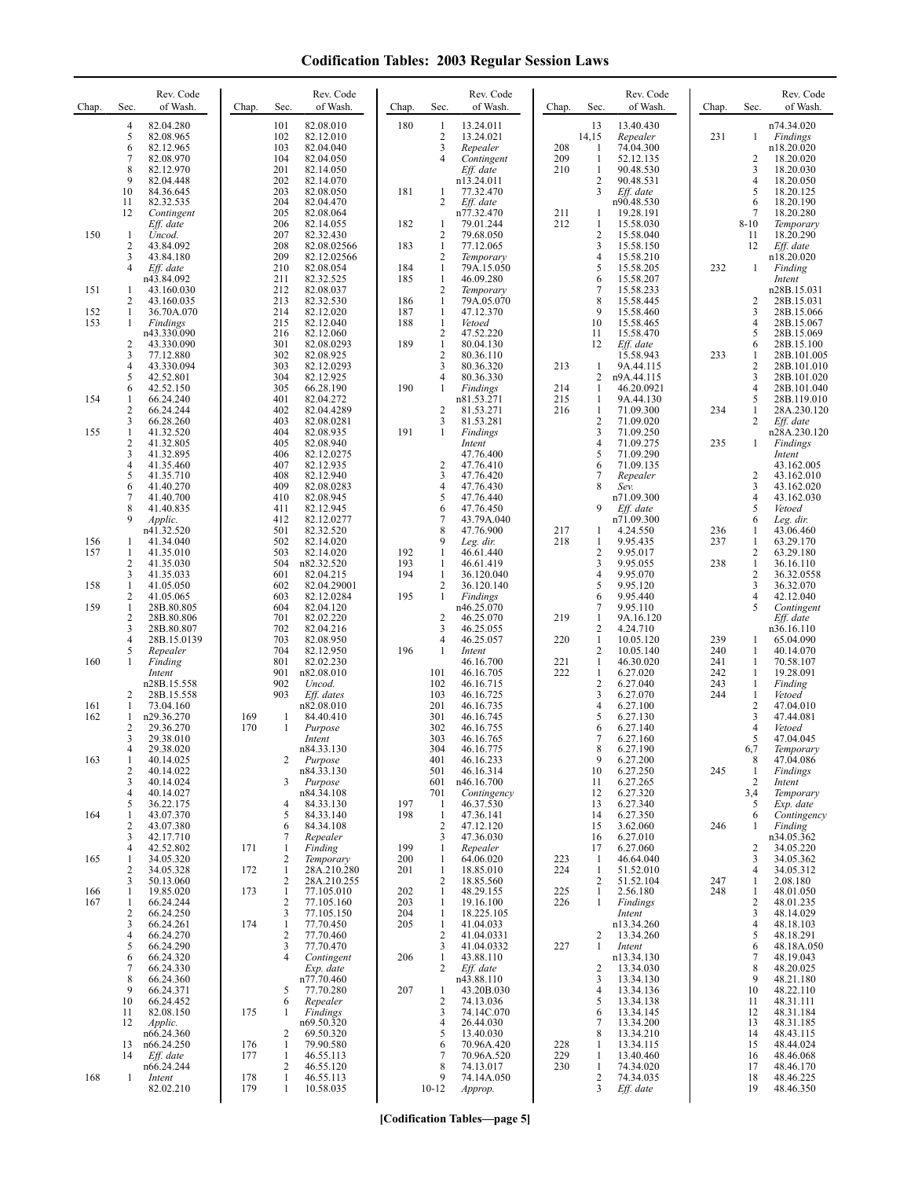# Codification Tables: 2003 Regular Session Laws

| Chap. | Sec. | Rev. Code of Wash. |
|---|---|---|
| | 4 | 82.04.280 |
| | 5 | 82.08.965 |
| | 6 | 82.12.965 |
| | 7 | 82.08.970 |
| | 8 | 82.12.970 |
| | 9 | 82.04.448 |
| | 10 | 84.36.645 |
| | 11 | 82.32.535 |
| | 12 | *Contingent Eff. date* |
| 150 | 1 | *Uncod.* |
| | 2 | 43.84.092 |
| | 3 | 43.84.180 |
| | 4 | *Eff. date* n43.84.092 |
| 151 | 1 | 43.160.030 |
| | 2 | 43.160.035 |
| 152 | 1 | 36.70A.070 |
| 153 | 1 | *Findings* n43.330.090 |
| | 2 | 43.330.090 |
| | 3 | 77.12.880 |
| | 4 | 43.330.094 |
| | 5 | 42.52.801 |
| | 6 | 42.52.150 |
| 154 | 1 | 66.24.240 |
| | 2 | 66.24.244 |
| | 3 | 66.28.260 |
| 155 | 1 | 41.32.520 |
| | 2 | 41.32.805 |
| | 3 | 41.32.895 |
| | 4 | 41.35.460 |
| | 5 | 41.35.710 |
| | 6 | 41.40.270 |
| | 7 | 41.40.700 |
| | 8 | 41.40.835 |
| | 9 | *Applic.* n41.32.520 |
| 156 | 1 | 41.34.040 |
| 157 | 1 | 41.35.010 |
| | 2 | 41.35.030 |
| | 3 | 41.35.033 |
| 158 | 1 | 41.05.050 |
| | 2 | 41.05.065 |
| 159 | 1 | 28B.80.805 |
| | 2 | 28B.80.806 |
| | 3 | 28B.80.807 |
| | 4 | 28B.15.0139 |
| | 5 | *Repealer* |
| 160 | 1 | *Finding Intent* n28B.15.558 |
| | 2 | 28B.15.558 |
| 161 | 1 | 73.04.160 |
| 162 | 1 | n29.36.270 |
| | 2 | 29.36.270 |
| | 3 | 29.38.010 |
| | 4 | 29.38.020 |
| 163 | 1 | 40.14.025 |
| | 2 | 40.14.022 |
| | 3 | 40.14.024 |
| | 4 | 40.14.027 |
| | 5 | 36.22.175 |
| 164 | 1 | 43.07.370 |
| | 2 | 43.07.380 |
| | 3 | 42.17.710 |
| | 4 | 42.52.802 |
| 165 | 1 | 34.05.320 |
| | 2 | 34.05.328 |
| | 3 | 50.13.060 |
| 166 | 1 | 19.85.020 |
| 167 | 1 | 66.24.244 |
| | 2 | 66.24.250 |
| | 3 | 66.24.261 |
| | 4 | 66.24.270 |
| | 5 | 66.24.290 |
| | 6 | 66.24.320 |
| | 7 | 66.24.330 |
| | 8 | 66.24.360 |
| | 9 | 66.24.371 |
| | 10 | 66.24.452 |
| | 11 | 82.08.150 |
| | 12 | *Applic.* n66.24.360 |
| | 13 | n66.24.250 |
| | 14 | *Eff. date* n66.24.244 |
| 168 | 1 | *Intent* 82.02.210 |
| | 101 | 82.08.010 |
| | 102 | 82.12.010 |
| | 103 | 82.04.040 |
| | 104 | 82.04.050 |
| | 201 | 82.14.050 |
| | 202 | 82.14.070 |
| | 203 | 82.08.050 |
| | 204 | 82.04.470 |
| | 205 | 82.08.064 |
| | 206 | 82.14.055 |
| | 207 | 82.32.430 |
| | 208 | 82.08.02566 |
| | 209 | 82.12.02566 |
| | 210 | 82.08.054 |
| | 211 | 82.32.525 |
| | 212 | 82.08.037 |
| | 213 | 82.32.530 |
| | 214 | 82.12.020 |
| | 215 | 82.12.040 |
| | 216 | 82.12.060 |
| | 301 | 82.08.0293 |
| | 302 | 82.08.925 |
| | 303 | 82.12.0293 |
| | 304 | 82.12.925 |
| | 305 | 66.28.190 |
| | 401 | 82.04.272 |
| | 402 | 82.04.4289 |
| | 403 | 82.08.0281 |
| | 404 | 82.08.935 |
| | 405 | 82.08.940 |
| | 406 | 82.12.0275 |
| | 407 | 82.12.935 |
| | 408 | 82.12.940 |
| | 409 | 82.08.0283 |
| | 410 | 82.08.945 |
| | 411 | 82.12.945 |
| | 412 | 82.12.0277 |
| | 501 | 82.32.520 |
| | 502 | 82.14.020 |
| | 503 | 82.14.020 |
| | 504 | n82.32.520 |
| | 601 | 82.04.215 |
| | 602 | 82.04.29001 |
| | 603 | 82.12.0284 |
| | 604 | 82.04.120 |
| | 701 | 82.02.220 |
| | 702 | 82.04.216 |
| | 703 | 82.08.950 |
| | 704 | 82.12.950 |
| | 801 | 82.02.230 |
| | 901 | n82.08.010 |
| | 902 | *Uncod.* |
| | 903 | *Eff. dates* n82.08.010 |
| 169 | 1 | 84.40.410 |
| 170 | 1 | *Purpose Intent* n84.33.130 |
| | 2 | *Purpose* n84.33.130 |
| | 3 | *Purpose* n84.34.108 |
| | 4 | 84.33.130 |
| | 5 | 84.33.140 |
| | 6 | 84.34.108 |
| | 7 | *Repealer* |
| 171 | 1 | *Finding* |
| | 2 | *Temporary* |
| 172 | 1 | 28A.210.280 |
| | 2 | 28A.210.255 |
| 173 | 1 | 77.105.010 |
| | 2 | 77.105.160 |
| | 3 | 77.105.150 |
| 174 | 1 | 77.70.450 |
| | 2 | 77.70.460 |
| | 3 | 77.70.470 |
| | 4 | *Contingent Exp. date* n77.70.460 |
| | 5 | 77.70.280 |
| | 6 | *Repealer* |
| 175 | 1 | *Findings* n69.50.320 |
| | 2 | 69.50.320 |
| 176 | 1 | 79.90.580 |
| 177 | 1 | 46.55.113 |
| | 2 | 46.55.120 |
| 178 | 1 | 46.55.113 |
| 179 | 1 | 10.58.035 |
| 180 | 1 | 13.24.011 |
| | 2 | 13.24.021 |
| | 3 | *Repealer* |
| | 4 | *Contingent Eff. date* n13.24.011 |
| 181 | 1 | 77.32.470 |
| | 2 | *Eff. date* n77.32.470 |
| 182 | 1 | 79.01.244 |
| | 2 | 79.68.050 |
| 183 | 1 | 77.12.065 |
| | 2 | *Temporary* |
| 184 | 1 | 79A.15.050 |
| 185 | 1 | 46.09.280 |
| | 2 | *Temporary* |
| 186 | 1 | 79A.05.070 |
| 187 | 1 | 47.12.370 |
| 188 | 1 | *Vetoed* |
| | 2 | 47.52.220 |
| 189 | 1 | 80.04.130 |
| | 2 | 80.36.110 |
| | 3 | 80.36.320 |
| | 4 | 80.36.330 |
| 190 | 1 | *Findings* n81.53.271 |
| | 2 | 81.53.271 |
| | 3 | 81.53.281 |
| 191 | 1 | *Findings Intent* 47.76.400 |
| | 2 | 47.76.410 |
| | 3 | 47.76.420 |
| | 4 | 47.76.430 |
| | 5 | 47.76.440 |
| | 6 | 47.76.450 |
| | 7 | 43.79A.040 |
| | 8 | 47.76.900 |
| | 9 | *Leg. dir.* |
| 192 | 1 | 46.61.440 |
| 193 | 1 | 46.61.419 |
| 194 | 1 | 36.120.040 |
| | 2 | 36.120.140 |
| 195 | 1 | *Findings* n46.25.070 |
| | 2 | 46.25.070 |
| | 3 | 46.25.055 |
| | 4 | 46.25.057 |
| 196 | 1 | *Intent* 46.16.700 |
| | 101 | 46.16.705 |
| | 102 | 46.16.715 |
| | 103 | 46.16.725 |
| | 201 | 46.16.735 |
| | 301 | 46.16.745 |
| | 302 | 46.16.755 |
| | 303 | 46.16.765 |
| | 304 | 46.16.775 |
| | 401 | 46.16.233 |
| | 501 | 46.16.314 |
| | 601 | n46.16.700 |
| | 701 | *Contingency* |
| 197 | 1 | 46.37.530 |
| 198 | 1 | 46.37.141 |
| | 2 | 47.12.120 |
| | 3 | 47.36.030 |
| 199 | 1 | *Repealer* |
| 200 | 1 | 64.06.020 |
| 201 | 1 | 18.85.010 |
| | 2 | 18.85.560 |
| 202 | 1 | 48.29.155 |
| 203 | 1 | 19.16.100 |
| 204 | 1 | 18.225.105 |
| 205 | 1 | 41.04.033 |
| | 2 | 41.04.0331 |
| | 3 | 41.04.0332 |
| 206 | 1 | 43.88.110 |
| | 2 | *Eff. date* n43.88.110 |
| 207 | 1 | 43.20B.030 |
| | 2 | 74.13.036 |
| | 3 | 74.14C.070 |
| | 4 | 26.44.030 |
| | 5 | 13.40.030 |
| | 6 | 70.96A.420 |
| | 7 | 70.96A.520 |
| | 8 | 74.13.017 |
| | 9 | 74.14A.050 |
| | 10-12 | *Approp.* |
| | 13 | 13.40.430 |
| | 14,15 | *Repealer* |
| 208 | 1 | 74.04.300 |
| 209 | 1 | 52.12.135 |
| 210 | 1 | 90.48.530 |
| | 2 | 90.48.531 |
| | 3 | *Eff. date* n90.48.530 |
| 211 | 1 | 19.28.191 |
| 212 | 1 | 15.58.030 |
| | 2 | 15.58.040 |
| | 3 | 15.58.150 |
| | 4 | 15.58.210 |
| | 5 | 15.58.205 |
| | 6 | 15.58.207 |
| | 7 | 15.58.233 |
| | 8 | 15.58.445 |
| | 9 | 15.58.460 |
| | 10 | 15.58.465 |
| | 11 | 15.58.470 |
| | 12 | *Eff. date* 15.58.943 |
| 213 | 1 | 9A.44.115 |
| | 2 | n9A.44.115 |
| 214 | 1 | 46.20.0921 |
| 215 | 1 | 9A.44.130 |
| 216 | 1 | 71.09.300 |
| | 2 | 71.09.020 |
| | 3 | 71.09.250 |
| | 4 | 71.09.275 |
| | 5 | 71.09.290 |
| | 6 | 71.09.135 |
| | 7 | *Repealer* |
| | 8 | *Sev.* n71.09.300 |
| | 9 | *Eff. date* n71.09.300 |
| 217 | 1 | 4.24.550 |
| 218 | 1 | 9.95.435 |
| | 2 | 9.95.017 |
| | 3 | 9.95.055 |
| | 4 | 9.95.070 |
| | 5 | 9.95.120 |
| | 6 | 9.95.440 |
| | 7 | 9.95.110 |
| 219 | 1 | 9A.16.120 |
| | 2 | 4.24.710 |
| 220 | 1 | 10.05.120 |
| | 2 | 10.05.140 |
| 221 | 1 | 46.30.020 |
| 222 | 1 | 6.27.020 |
| | 2 | 6.27.040 |
| | 3 | 6.27.070 |
| | 4 | 6.27.100 |
| | 5 | 6.27.130 |
| | 6 | 6.27.140 |
| | 7 | 6.27.160 |
| | 8 | 6.27.190 |
| | 9 | 6.27.200 |
| | 10 | 6.27.250 |
| | 11 | 6.27.265 |
| | 12 | 6.27.320 |
| | 13 | 6.27.340 |
| | 14 | 6.27.350 |
| | 15 | 3.62.060 |
| | 16 | 6.27.010 |
| | 17 | 6.27.060 |
| 223 | 1 | 46.64.040 |
| 224 | 1 | 51.52.010 |
| | 2 | 51.52.104 |
| 225 | 1 | 2.56.180 |
| 226 | 1 | *Findings Intent* n13.34.260 |
| | 2 | 13.34.260 |
| 227 | 1 | *Intent* n13.34.130 |
| | 2 | 13.34.030 |
| | 3 | 13.34.130 |
| | 4 | 13.34.136 |
| | 5 | 13.34.138 |
| | 6 | 13.34.145 |
| | 7 | 13.34.200 |
| | 8 | 13.34.210 |
| 228 | 1 | 13.34.115 |
| 229 | 1 | 13.40.460 |
| 230 | 1 | 74.34.020 |
| | 2 | 74.34.035 |
| | 3 | *Eff. date* n74.34.020 |
| 231 | 1 | *Findings* n18.20.020 |
| | 2 | 18.20.020 |
| | 3 | 18.20.030 |
| | 4 | 18.20.050 |
| | 5 | 18.20.125 |
| | 6 | 18.20.190 |
| | 7 | 18.20.280 |
| | 8-10 | *Temporary* |
| | 11 | 18.20.290 |
| | 12 | *Eff. date* n18.20.020 |
| 232 | 1 | *Finding Intent* n28B.15.031 |
| | 2 | 28B.15.031 |
| | 3 | 28B.15.066 |
| | 4 | 28B.15.067 |
| | 5 | 28B.15.069 |
| | 6 | 28B.15.100 |
| 233 | 1 | 28B.101.005 |
| | 2 | 28B.101.010 |
| | 3 | 28B.101.020 |
| | 4 | 28B.101.040 |
| | 5 | 28B.119.010 |
| 234 | 1 | 28A.230.120 |
| | 2 | *Eff. date* n28A.230.120 |
| 235 | 1 | *Findings Intent* 43.162.005 |
| | 2 | 43.162.010 |
| | 3 | 43.162.020 |
| | 4 | 43.162.030 |
| | 5 | *Vetoed* |
| | 6 | *Leg. dir.* |
| 236 | 1 | 43.06.460 |
| 237 | 1 | 63.29.170 |
| | 2 | 63.29.180 |
| 238 | 1 | 36.16.110 |
| | 2 | 36.32.0558 |
| | 3 | 36.32.070 |
| | 4 | 42.12.040 |
| | 5 | *Contingent Eff. date* n36.16.110 |
| 239 | 1 | 65.04.090 |
| 240 | 1 | 40.14.070 |
| 241 | 1 | 70.58.107 |
| 242 | 1 | 19.28.091 |
| 243 | 1 | *Finding* |
| 244 | 1 | *Vetoed* |
| | 2 | 47.04.010 |
| | 3 | 47.44.081 |
| | 4 | *Vetoed* |
| | 5 | 47.04.045 |
| | 6,7 | *Temporary* |
| | 8 | 47.04.086 |
| 245 | 1 | *Findings* |
| | 2 | *Intent* |
| | 3,4 | *Temporary* |
| | 5 | *Exp. date* |
| | 6 | *Contingency* |
| 246 | 1 | *Finding* n34.05.362 |
| | 2 | 34.05.220 |
| | 3 | 34.05.362 |
| | 4 | 34.05.312 |
| 247 | 1 | 2.08.180 |
| 248 | 1 | 48.01.050 |
| | 2 | 48.01.235 |
| | 3 | 48.14.029 |
| | 4 | 48.18.103 |
| | 5 | 48.18.291 |
| | 6 | 48.18A.050 |
| | 7 | 48.19.043 |
| | 8 | 48.20.025 |
| | 9 | 48.21.180 |
| | 10 | 48.22.110 |
| | 11 | 48.31.111 |
| | 12 | 48.31.184 |
| | 13 | 48.31.185 |
| | 14 | 48.43.115 |
| | 15 | 48.44.024 |
| | 16 | 48.46.068 |
| | 17 | 48.46.170 |
| | 18 | 48.46.225 |
| | 19 | 48.46.350 |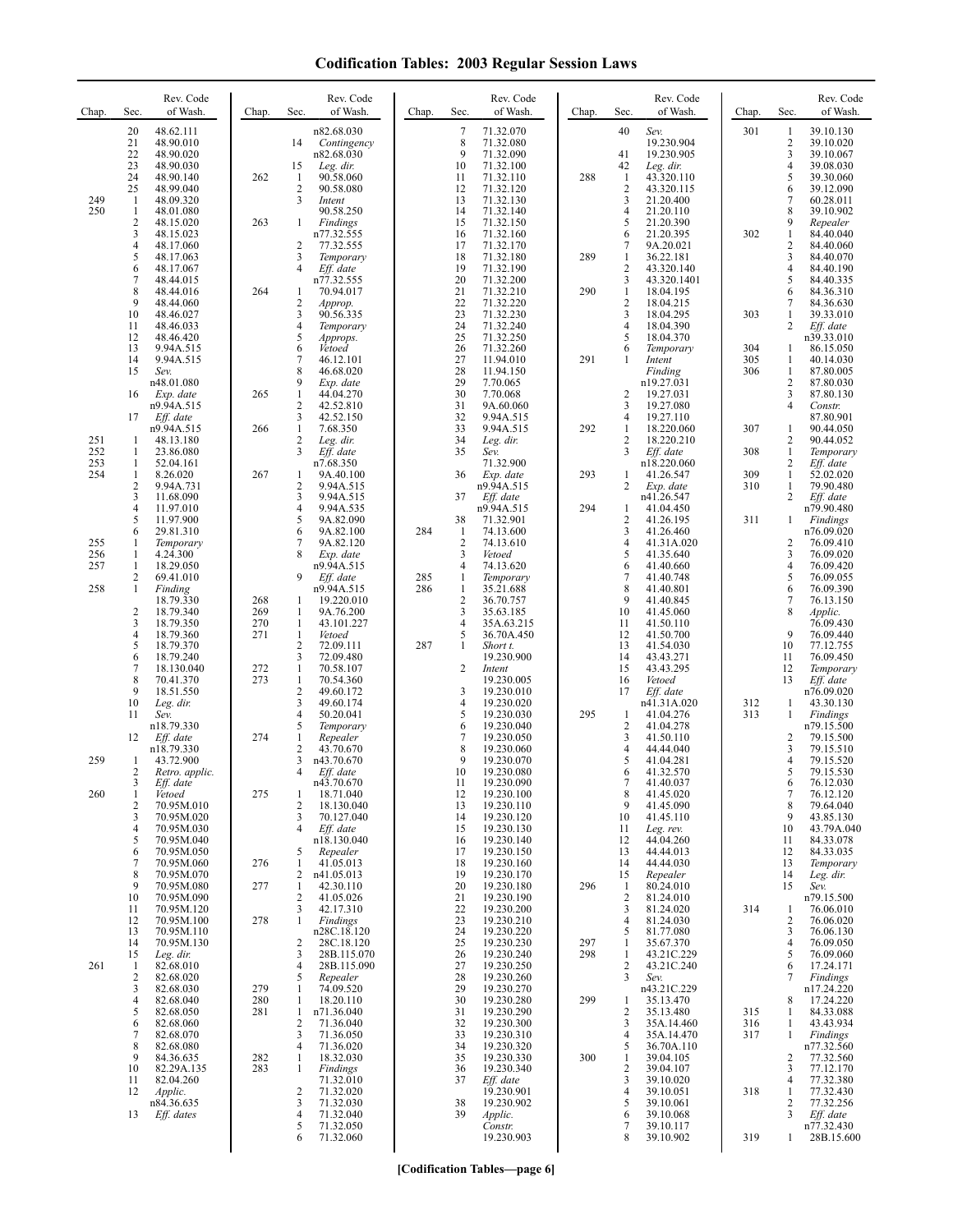# Codification Tables: 2003 Regular Session Laws

| Chap. | Sec. | Rev. Code of Wash. |
|---|---|---|
| | 20 | 48.62.111 |
| | 21 | 48.90.010 |
| | 22 | 48.90.020 |
| | 23 | 48.90.030 |
| | 24 | 48.90.140 |
| | 25 | 48.99.040 |
| 249 | 1 | 48.09.320 |
| 250 | 1 | 48.01.080 |
| | 2 | 48.15.020 |
| | 3 | 48.15.023 |
| | 4 | 48.17.060 |
| | 5 | 48.17.063 |
| | 6 | 48.17.067 |
| | 7 | 48.44.015 |
| | 8 | 48.44.016 |
| | 9 | 48.44.060 |
| | 10 | 48.46.027 |
| | 11 | 48.46.033 |
| | 12 | 48.46.420 |
| | 13 | 9.94A.515 |
| | 14 | 9.94A.515 |
| | 15 | *Sev.* n48.01.080 |
| | 16 | *Exp. date* n9.94A.515 |
| | 17 | *Eff. date* n9.94A.515 |
| 251 | 1 | 48.13.180 |
| 252 | 1 | 23.86.080 |
| 253 | 1 | 52.04.161 |
| 254 | 1 | 8.26.020 |
| | 2 | 9.94A.731 |
| | 3 | 11.68.090 |
| | 4 | 11.97.010 |
| | 5 | 11.97.900 |
| | 6 | 29.81.310 |
| 255 | 1 | *Temporary* |
| 256 | 1 | 4.24.300 |
| 257 | 1 | 18.29.050 |
| | 2 | 69.41.010 |
| 258 | 1 | *Finding* 18.79.330 |
| | 2 | 18.79.340 |
| | 3 | 18.79.350 |
| | 4 | 18.79.360 |
| | 5 | 18.79.370 |
| | 6 | 18.79.240 |
| | 7 | 18.130.040 |
| | 8 | 70.41.370 |
| | 9 | 18.51.550 |
| | 10 | *Leg. dir.* |
| | 11 | *Sev.* n18.79.330 |
| | 12 | *Eff. date* n18.79.330 |
| 259 | 1 | 43.72.900 |
| | 2 | *Retro. applic.* |
| | 3 | *Eff. date* |
| 260 | 1 | *Vetoed* |
| | 2 | 70.95M.010 |
| | 3 | 70.95M.020 |
| | 4 | 70.95M.030 |
| | 5 | 70.95M.040 |
| | 6 | 70.95M.050 |
| | 7 | 70.95M.060 |
| | 8 | 70.95M.070 |
| | 9 | 70.95M.080 |
| | 10 | 70.95M.090 |
| | 11 | 70.95M.120 |
| | 12 | 70.95M.100 |
| | 13 | 70.95M.110 |
| | 14 | 70.95M.130 |
| | 15 | *Leg. dir.* |
| 261 | 1 | 82.68.010 |
| | 2 | 82.68.020 |
| | 3 | 82.68.030 |
| | 4 | 82.68.040 |
| | 5 | 82.68.050 |
| | 6 | 82.68.060 |
| | 7 | 82.68.070 |
| | 8 | 82.68.080 |
| | 9 | 84.36.635 |
| | 10 | 82.29A.135 |
| | 11 | 82.04.260 |
| | 12 | *Applic.* n84.36.635 |
| | 13 | *Eff. dates* n82.68.030 |
| | 14 | *Contingency* n82.68.030 |
| | 15 | *Leg. dir.* |
| 262 | 1 | 90.58.060 |
| | 2 | 90.58.080 |
| | 3 | *Intent* 90.58.250 |
| 263 | 1 | *Findings* n77.32.555 |
| | 2 | 77.32.555 |
| | 3 | *Temporary* |
| | 4 | *Eff. date* n77.32.555 |
| 264 | 1 | 70.94.017 |
| | 2 | *Approp.* |
| | 3 | 90.56.335 |
| | 4 | *Temporary* |
| | 5 | *Approps.* |
| | 6 | *Vetoed* |
| | 7 | 46.12.101 |
| | 8 | 46.68.020 |
| | 9 | *Exp. date* |
| 265 | 1 | 44.04.270 |
| | 2 | 42.52.810 |
| | 3 | 42.52.150 |
| 266 | 1 | 7.68.350 |
| | 2 | *Leg. dir.* |
| | 3 | *Eff. date* n7.68.350 |
| 267 | 1 | 9A.40.100 |
| | 2 | 9.94A.515 |
| | 3 | 9.94A.515 |
| | 4 | 9.94A.535 |
| | 5 | 9A.82.090 |
| | 6 | 9A.82.100 |
| | 7 | 9A.82.120 |
| | 8 | *Exp. date* n9.94A.515 |
| | 9 | *Eff. date* n9.94A.515 |
| 268 | 1 | 19.220.010 |
| 269 | 1 | 9A.76.200 |
| 270 | 1 | 43.101.227 |
| 271 | 1 | *Vetoed* |
| | 2 | 72.09.111 |
| | 3 | 72.09.480 |
| 272 | 1 | 70.58.107 |
| 273 | 1 | 70.54.360 |
| | 2 | 49.60.172 |
| | 3 | 49.60.174 |
| | 4 | 50.20.041 |
| | 5 | *Temporary* |
| 274 | 1 | *Repealer* |
| | 2 | 43.70.670 |
| | 3 | n43.70.670 |
| | 4 | *Eff. date* n43.70.670 |
| 275 | 1 | 18.71.040 |
| | 2 | 18.130.040 |
| | 3 | 70.127.040 |
| | 4 | *Eff. date* n18.130.040 |
| | 5 | *Repealer* |
| 276 | 1 | 41.05.013 |
| | 2 | n41.05.013 |
| 277 | 1 | 42.30.110 |
| | 2 | 41.05.026 |
| | 3 | 42.17.310 |
| 278 | 1 | *Findings* n28C.18.120 |
| | 2 | 28C.18.120 |
| | 3 | 28B.115.070 |
| | 4 | 28B.115.090 |
| | 5 | *Repealer* |
| 279 | 1 | 74.09.520 |
| 280 | 1 | 18.20.110 |
| 281 | 1 | n71.36.040 |
| | 2 | 71.36.040 |
| | 3 | 71.36.050 |
| | 4 | 71.36.020 |
| 282 | 1 | 18.32.030 |
| 283 | 1 | *Findings* 71.32.010 |
| | 2 | 71.32.020 |
| | 3 | 71.32.030 |
| | 4 | 71.32.040 |
| | 5 | 71.32.050 |
| | 6 | 71.32.060 |
| | 7 | 71.32.070 |
| | 8 | 71.32.080 |
| | 9 | 71.32.090 |
| | 10 | 71.32.100 |
| | 11 | 71.32.110 |
| | 12 | 71.32.120 |
| | 13 | 71.32.130 |
| | 14 | 71.32.140 |
| | 15 | 71.32.150 |
| | 16 | 71.32.160 |
| | 17 | 71.32.170 |
| | 18 | 71.32.180 |
| | 19 | 71.32.190 |
| | 20 | 71.32.200 |
| | 21 | 71.32.210 |
| | 22 | 71.32.220 |
| | 23 | 71.32.230 |
| | 24 | 71.32.240 |
| | 25 | 71.32.250 |
| | 26 | 71.32.260 |
| | 27 | 11.94.010 |
| | 28 | 11.94.150 |
| | 29 | 7.70.065 |
| | 30 | 7.70.068 |
| | 31 | 9A.60.060 |
| | 32 | 9.94A.515 |
| | 33 | 9.94A.515 |
| | 34 | *Leg. dir.* |
| | 35 | *Sev.* 71.32.900 |
| | 36 | *Exp. date* n9.94A.515 |
| | 37 | *Eff. date* n9.94A.515 |
| | 38 | 71.32.901 |
| 284 | 1 | 74.13.600 |
| | 2 | 74.13.610 |
| | 3 | *Vetoed* |
| | 4 | 74.13.620 |
| 285 | 1 | *Temporary* |
| 286 | 1 | 35.21.688 |
| | 2 | 36.70.757 |
| | 3 | 35.63.185 |
| | 4 | 35A.63.215 |
| | 5 | 36.70A.450 |
| 287 | 1 | *Short t.* 19.230.900 |
| | 2 | *Intent* 19.230.005 |
| | 3 | 19.230.010 |
| | 4 | 19.230.020 |
| | 5 | 19.230.030 |
| | 6 | 19.230.040 |
| | 7 | 19.230.050 |
| | 8 | 19.230.060 |
| | 9 | 19.230.070 |
| | 10 | 19.230.080 |
| | 11 | 19.230.090 |
| | 12 | 19.230.100 |
| | 13 | 19.230.110 |
| | 14 | 19.230.120 |
| | 15 | 19.230.130 |
| | 16 | 19.230.140 |
| | 17 | 19.230.150 |
| | 18 | 19.230.160 |
| | 19 | 19.230.170 |
| | 20 | 19.230.180 |
| | 21 | 19.230.190 |
| | 22 | 19.230.200 |
| | 23 | 19.230.210 |
| | 24 | 19.230.220 |
| | 25 | 19.230.230 |
| | 26 | 19.230.240 |
| | 27 | 19.230.250 |
| | 28 | 19.230.260 |
| | 29 | 19.230.270 |
| | 30 | 19.230.280 |
| | 31 | 19.230.290 |
| | 32 | 19.230.300 |
| | 33 | 19.230.310 |
| | 34 | 19.230.320 |
| | 35 | 19.230.330 |
| | 36 | 19.230.340 |
| | 37 | *Eff. date* 19.230.901 |
| | 38 | 19.230.902 |
| | 39 | *Applic. Constr.* 19.230.903 |
| | 40 | *Sev.* 19.230.904 |
| | 41 | 19.230.905 |
| | 42 | *Leg. dir.* |
| 288 | 1 | 43.320.110 |
| | 2 | 43.320.115 |
| | 3 | 21.20.400 |
| | 4 | 21.20.110 |
| | 5 | 21.20.390 |
| | 6 | 21.20.395 |
| | 7 | 9A.20.021 |
| 289 | 1 | 36.22.181 |
| | 2 | 43.320.140 |
| | 3 | 43.320.1401 |
| 290 | 1 | 18.04.195 |
| | 2 | 18.04.215 |
| | 3 | 18.04.295 |
| | 4 | 18.04.390 |
| | 5 | 18.04.370 |
| | 6 | *Temporary* |
| 291 | 1 | *Intent Finding* n19.27.031 |
| | 2 | 19.27.031 |
| | 3 | 19.27.080 |
| | 4 | 19.27.110 |
| 292 | 1 | 18.220.060 |
| | 2 | 18.220.210 |
| | 3 | *Eff. date* n18.220.060 |
| 293 | 1 | 41.26.547 |
| | 2 | *Exp. date* n41.26.547 |
| 294 | 1 | 41.04.450 |
| | 2 | 41.26.195 |
| | 3 | 41.26.460 |
| | 4 | 41.31A.020 |
| | 5 | 41.35.640 |
| | 6 | 41.40.660 |
| | 7 | 41.40.748 |
| | 8 | 41.40.801 |
| | 9 | 41.40.845 |
| | 10 | 41.45.060 |
| | 11 | 41.50.110 |
| | 12 | 41.50.700 |
| | 13 | 41.54.030 |
| | 14 | 43.43.271 |
| | 15 | 43.43.295 |
| | 16 | *Vetoed* |
| | 17 | *Eff. date* n41.31A.020 |
| 295 | 1 | 41.04.276 |
| | 2 | 41.04.278 |
| | 3 | 41.50.110 |
| | 4 | 44.44.040 |
| | 5 | 41.04.281 |
| | 6 | 41.32.570 |
| | 7 | 41.40.037 |
| | 8 | 41.45.020 |
| | 9 | 41.45.090 |
| | 10 | 41.45.110 |
| | 11 | *Leg. rev.* |
| | 12 | 44.04.260 |
| | 13 | 44.44.013 |
| | 14 | 44.44.030 |
| | 15 | *Repealer* |
| 296 | 1 | 80.24.010 |
| | 2 | 81.24.010 |
| | 3 | 81.24.020 |
| | 4 | 81.24.030 |
| | 5 | 81.77.080 |
| 297 | 1 | 35.67.370 |
| 298 | 1 | 43.21C.229 |
| | 2 | 43.21C.240 |
| | 3 | *Sev.* n43.21C.229 |
| 299 | 1 | 35.13.470 |
| | 2 | 35.13.480 |
| | 3 | 35A.14.460 |
| | 4 | 35A.14.470 |
| | 5 | 36.70A.110 |
| 300 | 1 | 39.04.105 |
| | 2 | 39.04.107 |
| | 3 | 39.10.020 |
| | 4 | 39.10.051 |
| | 5 | 39.10.061 |
| | 6 | 39.10.068 |
| | 7 | 39.10.117 |
| | 8 | 39.10.902 |
| 301 | 1 | 39.10.130 |
| | 2 | 39.10.020 |
| | 3 | 39.10.067 |
| | 4 | 39.08.030 |
| | 5 | 39.30.060 |
| | 6 | 39.12.090 |
| | 7 | 60.28.011 |
| | 8 | 39.10.902 |
| | 9 | *Repealer* |
| 302 | 1 | 84.40.040 |
| | 2 | 84.40.060 |
| | 3 | 84.40.070 |
| | 4 | 84.40.190 |
| | 5 | 84.40.335 |
| | 6 | 84.36.310 |
| | 7 | 84.36.630 |
| 303 | 1 | 39.33.010 |
| | 2 | *Eff. date* n39.33.010 |
| 304 | 1 | 86.15.050 |
| 305 | 1 | 40.14.030 |
| 306 | 1 | 87.80.005 |
| | 2 | 87.80.030 |
| | 3 | 87.80.130 |
| | 4 | *Constr.* 87.80.901 |
| 307 | 1 | 90.44.050 |
| | 2 | 90.44.052 |
| 308 | 1 | *Temporary* |
| | 2 | *Eff. date* |
| 309 | 1 | 52.02.020 |
| 310 | 1 | 79.90.480 |
| | 2 | *Eff. date* n79.90.480 |
| 311 | 1 | *Findings* n76.09.020 |
| | 2 | 76.09.410 |
| | 3 | 76.09.020 |
| | 4 | 76.09.420 |
| | 5 | 76.09.055 |
| | 6 | 76.09.390 |
| | 7 | 76.13.150 |
| | 8 | *Applic.* 76.09.430 |
| | 9 | 76.09.440 |
| | 10 | 77.12.755 |
| | 11 | 76.09.450 |
| | 12 | *Temporary* |
| | 13 | *Eff. date* n76.09.020 |
| 312 | 1 | 43.30.130 |
| 313 | 1 | *Findings* n79.15.500 |
| | 2 | 79.15.500 |
| | 3 | 79.15.510 |
| | 4 | 79.15.520 |
| | 5 | 79.15.530 |
| | 6 | 76.12.030 |
| | 7 | 76.12.120 |
| | 8 | 79.64.040 |
| | 9 | 43.85.130 |
| | 10 | 43.79A.040 |
| | 11 | 84.33.078 |
| | 12 | 84.33.035 |
| | 13 | *Temporary* |
| | 14 | *Leg. dir.* |
| | 15 | *Sev.* n79.15.500 |
| 314 | 1 | 76.06.010 |
| | 2 | 76.06.020 |
| | 3 | 76.06.130 |
| | 4 | 76.09.050 |
| | 5 | 76.09.060 |
| | 6 | 17.24.171 |
| | 7 | *Findings* n17.24.220 |
| | 8 | 17.24.220 |
| 315 | 1 | 84.33.088 |
| 316 | 1 | 43.43.934 |
| 317 | 1 | *Findings* n77.32.560 |
| | 2 | 77.32.560 |
| | 3 | 77.12.170 |
| | 4 | 77.32.380 |
| 318 | 1 | 77.32.430 |
| | 2 | 77.32.256 |
| | 3 | *Eff. date* n77.32.430 |
| 319 | 1 | 28B.15.600 |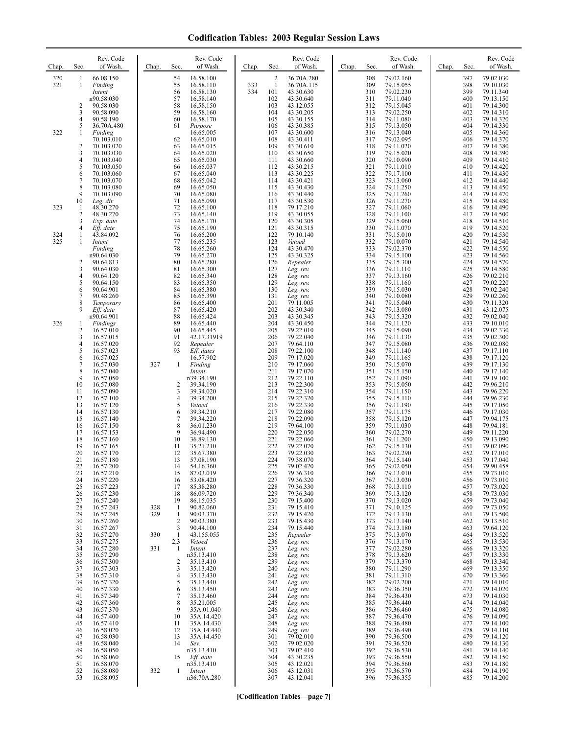# Codification Tables: 2003 Regular Session Laws

| Chap. | Sec. | Rev. Code of Wash. |
|---|---|---|
| 320 | 1 | 66.08.150 |
| 321 | 1 | *Finding* *Intent* n90.58.030 |
| | 2 | 90.58.030 |
| | 3 | 90.58.090 |
| | 4 | 90.58.190 |
| | 5 | 36.70A.480 |
| 322 | 1 | *Finding* 70.103.010 |
| | 2 | 70.103.020 |
| | 3 | 70.103.030 |
| | 4 | 70.103.040 |
| | 5 | 70.103.050 |
| | 6 | 70.103.060 |
| | 7 | 70.103.070 |
| | 8 | 70.103.080 |
| | 9 | 70.103.090 |
| | 10 | *Leg. dir.* |
| 323 | 1 | 48.30.270 |
| | 2 | 48.30.270 |
| | 3 | *Exp. date* |
| | 4 | *Eff. date* |
| 324 | 1 | 43.84.092 |
| 325 | 1 | *Intent* *Finding* n90.64.030 |
| | 2 | 90.64.813 |
| | 3 | 90.64.030 |
| | 4 | 90.64.120 |
| | 5 | 90.64.150 |
| | 6 | 90.64.901 |
| | 7 | 90.48.260 |
| | 8 | *Temporary* |
| | 9 | *Eff. date* n90.64.901 |
| 326 | 1 | *Findings* |
| | 2 | 16.57.010 |
| | 3 | 16.57.015 |
| | 4 | 16.57.020 |
| | 5 | 16.57.023 |
| | 6 | 16.57.025 |
| | 7 | 16.57.030 |
| | 8 | 16.57.040 |
| | 9 | 16.57.050 |
| | 10 | 16.57.080 |
| | 11 | 16.57.090 |
| | 12 | 16.57.100 |
| | 13 | 16.57.120 |
| | 14 | 16.57.130 |
| | 15 | 16.57.140 |
| | 16 | 16.57.150 |
| | 17 | 16.57.153 |
| | 18 | 16.57.160 |
| | 19 | 16.57.165 |
| | 20 | 16.57.170 |
| | 21 | 16.57.180 |
| | 22 | 16.57.200 |
| | 23 | 16.57.210 |
| | 24 | 16.57.220 |
| | 25 | 16.57.223 |
| | 26 | 16.57.230 |
| | 27 | 16.57.240 |
| | 28 | 16.57.243 |
| | 29 | 16.57.245 |
| | 30 | 16.57.260 |
| | 31 | 16.57.267 |
| | 32 | 16.57.270 |
| | 33 | 16.57.275 |
| | 34 | 16.57.280 |
| | 35 | 16.57.290 |
| | 36 | 16.57.300 |
| | 37 | 16.57.303 |
| | 38 | 16.57.310 |
| | 39 | 16.57.320 |
| | 40 | 16.57.330 |
| | 41 | 16.57.340 |
| | 42 | 16.57.360 |
| | 43 | 16.57.370 |
| | 44 | 16.57.400 |
| | 45 | 16.57.410 |
| | 46 | 16.58.020 |
| | 47 | 16.58.030 |
| | 48 | 16.58.040 |
| | 49 | 16.58.050 |
| | 50 | 16.58.060 |
| | 51 | 16.58.070 |
| | 52 | 16.58.080 |
| | 53 | 16.58.095 |
| | 54 | 16.58.100 |
| | 55 | 16.58.110 |
| | 56 | 16.58.130 |
| | 57 | 16.58.140 |
| | 58 | 16.58.150 |
| | 59 | 16.58.160 |
| | 60 | 16.58.170 |
| | 61 | *Purpose* 16.65.005 |
| | 62 | 16.65.010 |
| | 63 | 16.65.015 |
| | 64 | 16.65.020 |
| | 65 | 16.65.030 |
| | 66 | 16.65.037 |
| | 67 | 16.65.040 |
| | 68 | 16.65.042 |
| | 69 | 16.65.050 |
| | 70 | 16.65.080 |
| | 71 | 16.65.090 |
| | 72 | 16.65.100 |
| | 73 | 16.65.140 |
| | 74 | 16.65.170 |
| | 75 | 16.65.190 |
| | 76 | 16.65.200 |
| | 77 | 16.65.235 |
| | 78 | 16.65.260 |
| | 79 | 16.65.270 |
| | 80 | 16.65.280 |
| | 81 | 16.65.300 |
| | 82 | 16.65.340 |
| | 83 | 16.65.350 |
| | 84 | 16.65.380 |
| | 85 | 16.65.390 |
| | 86 | 16.65.400 |
| | 87 | 16.65.420 |
| | 88 | 16.65.424 |
| | 89 | 16.65.440 |
| | 90 | 16.65.445 |
| | 91 | 42.17.31919 |
| | 92 | *Repealer* |
| | 93 | *Eff. dates* 16.57.902 |
| 327 | 1 | *Finding* *Intent* n39.34.190 |
| | 2 | 39.34.190 |
| | 3 | 39.34.020 |
| | 4 | 39.34.200 |
| | 5 | *Vetoed* |
| | 6 | 39.34.210 |
| | 7 | 39.34.220 |
| | 8 | 36.01.230 |
| | 9 | 36.94.490 |
| | 10 | 36.89.130 |
| | 11 | 35.21.210 |
| | 12 | 35.67.380 |
| | 13 | 57.08.190 |
| | 14 | 54.16.360 |
| | 15 | 87.03.019 |
| | 16 | 53.08.420 |
| | 17 | 85.38.280 |
| | 18 | 86.09.720 |
| | 19 | 86.15.035 |
| 328 | 1 | 90.82.060 |
| 329 | 1 | 90.03.370 |
| | 2 | 90.03.380 |
| | 3 | 90.44.100 |
| 330 | 1 | 43.155.055 |
| | 2,3 | *Vetoed* |
| 331 | 1 | *Intent* n35.13.410 |
| | 2 | 35.13.410 |
| | 3 | 35.13.420 |
| | 4 | 35.13.430 |
| | 5 | 35.13.440 |
| | 6 | 35.13.450 |
| | 7 | 35.13.460 |
| | 8 | 35.21.005 |
| | 9 | 35A.01.040 |
| | 10 | 35A.14.420 |
| | 11 | 35A.14.430 |
| | 12 | 35A.14.440 |
| | 13 | 35A.14.450 |
| | 14 | *Sev.* n35.13.410 |
| | 15 | *Eff. date* n35.13.410 |
| 332 | 1 | *Intent* n36.70A.280 |
| | 2 | 36.70A.280 |
| 333 | 1 | 36.70A.115 |
| 334 | 101 | 43.30.630 |
| | 102 | 43.30.640 |
| | 103 | 43.12.055 |
| | 104 | 43.30.205 |
| | 105 | 43.30.155 |
| | 106 | 43.30.385 |
| | 107 | 43.30.600 |
| | 108 | 43.30.411 |
| | 109 | 43.30.610 |
| | 110 | 43.30.650 |
| | 111 | 43.30.660 |
| | 112 | 43.30.215 |
| | 113 | 43.30.225 |
| | 114 | 43.30.421 |
| | 115 | 43.30.430 |
| | 116 | 43.30.440 |
| | 117 | 43.30.530 |
| | 118 | 79.17.210 |
| | 119 | 43.30.055 |
| | 120 | 43.30.305 |
| | 121 | 43.30.315 |
| | 122 | 79.10.140 |
| | 123 | *Vetoed* |
| | 124 | 43.30.470 |
| | 125 | 43.30.325 |
| | 126 | *Repealer* |
| | 127 | *Leg. rev.* |
| | 128 | *Leg. rev.* |
| | 129 | *Leg. rev.* |
| | 130 | *Leg. rev.* |
| | 131 | *Leg. rev.* |
| | 201 | 79.11.005 |
| | 202 | 43.30.340 |
| | 203 | 43.30.345 |
| | 204 | 43.30.450 |
| | 205 | 79.22.010 |
| | 206 | 79.22.040 |
| | 207 | 79.64.110 |
| | 208 | 79.22.100 |
| | 209 | 79.17.020 |
| | 210 | 79.17.060 |
| | 211 | 79.17.070 |
| | 212 | 79.22.110 |
| | 213 | 79.22.300 |
| | 214 | 79.22.310 |
| | 215 | 79.22.320 |
| | 216 | 79.22.330 |
| | 217 | 79.22.080 |
| | 218 | 79.22.090 |
| | 219 | 79.64.100 |
| | 220 | 79.22.050 |
| | 221 | 79.22.060 |
| | 222 | 79.22.070 |
| | 223 | 79.22.030 |
| | 224 | 79.38.070 |
| | 225 | 79.02.420 |
| | 226 | 79.36.310 |
| | 227 | 79.36.320 |
| | 228 | 79.36.330 |
| | 229 | 79.36.340 |
| | 230 | 79.15.400 |
| | 231 | 79.15.410 |
| | 232 | 79.15.420 |
| | 233 | 79.15.430 |
| | 234 | 79.15.440 |
| | 235 | *Repealer* |
| | 236 | *Leg. rev.* |
| | 237 | *Leg. rev.* |
| | 238 | *Leg. rev.* |
| | 239 | *Leg. rev.* |
| | 240 | *Leg. rev.* |
| | 241 | *Leg. rev.* |
| | 242 | *Leg. rev.* |
| | 243 | *Leg. rev.* |
| | 244 | *Leg. rev.* |
| | 245 | *Leg. rev.* |
| | 246 | *Leg. rev.* |
| | 247 | *Leg. rev.* |
| | 248 | *Leg. rev.* |
| | 249 | *Leg. rev.* |
| | 301 | 79.02.010 |
| | 302 | 79.02.020 |
| | 303 | 79.02.410 |
| | 304 | 43.30.235 |
| | 305 | 43.12.021 |
| | 306 | 43.12.031 |
| | 307 | 43.12.041 |
| | 308 | 79.02.160 |
| | 309 | 79.15.055 |
| | 310 | 79.02.230 |
| | 311 | 79.11.040 |
| | 312 | 79.15.045 |
| | 313 | 79.02.250 |
| | 314 | 79.11.080 |
| | 315 | 79.13.050 |
| | 316 | 79.13.040 |
| | 317 | 79.02.095 |
| | 318 | 79.11.020 |
| | 319 | 79.15.020 |
| | 320 | 79.10.090 |
| | 321 | 79.11.010 |
| | 322 | 79.17.100 |
| | 323 | 79.13.060 |
| | 324 | 79.11.250 |
| | 325 | 79.11.260 |
| | 326 | 79.11.270 |
| | 327 | 79.11.060 |
| | 328 | 79.11.100 |
| | 329 | 79.15.060 |
| | 330 | 79.11.070 |
| | 331 | 79.15.010 |
| | 332 | 79.10.070 |
| | 333 | 79.02.370 |
| | 334 | 79.15.100 |
| | 335 | 79.15.300 |
| | 336 | 79.11.110 |
| | 337 | 79.13.160 |
| | 338 | 79.11.160 |
| | 339 | 79.15.030 |
| | 340 | 79.10.080 |
| | 341 | 79.15.040 |
| | 342 | 79.13.080 |
| | 343 | 79.15.320 |
| | 344 | 79.11.120 |
| | 345 | 79.15.090 |
| | 346 | 79.11.130 |
| | 347 | 79.15.080 |
| | 348 | 79.11.140 |
| | 349 | 79.11.165 |
| | 350 | 79.15.070 |
| | 351 | 79.15.150 |
| | 352 | 79.11.090 |
| | 353 | 79.15.050 |
| | 354 | 79.11.150 |
| | 355 | 79.15.110 |
| | 356 | 79.11.190 |
| | 357 | 79.11.175 |
| | 358 | 79.15.120 |
| | 359 | 79.11.030 |
| | 360 | 79.02.270 |
| | 361 | 79.11.200 |
| | 362 | 79.15.130 |
| | 363 | 79.02.290 |
| | 364 | 79.15.140 |
| | 365 | 79.02.050 |
| | 366 | 79.13.010 |
| | 367 | 79.13.030 |
| | 368 | 79.13.110 |
| | 369 | 79.13.120 |
| | 370 | 79.13.020 |
| | 371 | 79.10.125 |
| | 372 | 79.13.130 |
| | 373 | 79.13.140 |
| | 374 | 79.13.180 |
| | 375 | 79.13.070 |
| | 376 | 79.13.170 |
| | 377 | 79.02.280 |
| | 378 | 79.13.620 |
| | 379 | 79.13.370 |
| | 380 | 79.11.290 |
| | 381 | 79.11.310 |
| | 382 | 79.02.200 |
| | 383 | 79.36.350 |
| | 384 | 79.36.430 |
| | 385 | 79.36.440 |
| | 386 | 79.36.460 |
| | 387 | 79.36.470 |
| | 388 | 79.36.480 |
| | 389 | 79.36.490 |
| | 390 | 79.36.500 |
| | 391 | 79.36.520 |
| | 392 | 79.36.530 |
| | 393 | 79.36.550 |
| | 394 | 79.36.560 |
| | 395 | 79.36.570 |
| | 396 | 79.36.355 |
| | 397 | 79.02.030 |
| | 398 | 79.10.030 |
| | 399 | 79.11.340 |
| | 400 | 79.13.150 |
| | 401 | 79.14.300 |
| | 402 | 79.14.310 |
| | 403 | 79.14.320 |
| | 404 | 79.14.330 |
| | 405 | 79.14.360 |
| | 406 | 79.14.370 |
| | 407 | 79.14.380 |
| | 408 | 79.14.390 |
| | 409 | 79.14.410 |
| | 410 | 79.14.420 |
| | 411 | 79.14.430 |
| | 412 | 79.14.440 |
| | 413 | 79.14.450 |
| | 414 | 79.14.470 |
| | 415 | 79.14.480 |
| | 416 | 79.14.490 |
| | 417 | 79.14.500 |
| | 418 | 79.14.510 |
| | 419 | 79.14.520 |
| | 420 | 79.14.530 |
| | 421 | 79.14.540 |
| | 422 | 79.14.550 |
| | 423 | 79.14.560 |
| | 424 | 79.14.570 |
| | 425 | 79.14.580 |
| | 426 | 79.02.210 |
| | 427 | 79.02.220 |
| | 428 | 79.02.240 |
| | 429 | 79.02.260 |
| | 430 | 79.11.320 |
| | 431 | 43.12.075 |
| | 432 | 79.02.040 |
| | 433 | 79.10.010 |
| | 434 | 79.02.330 |
| | 435 | 79.02.300 |
| | 436 | 79.02.080 |
| | 437 | 79.17.110 |
| | 438 | 79.17.120 |
| | 439 | 79.17.130 |
| | 440 | 79.17.140 |
| | 441 | 79.19.100 |
| | 442 | 79.96.210 |
| | 443 | 79.96.220 |
| | 444 | 79.96.230 |
| | 445 | 79.17.050 |
| | 446 | 79.17.030 |
| | 447 | 79.94.175 |
| | 448 | 79.94.181 |
| | 449 | 79.11.220 |
| | 450 | 79.13.090 |
| | 451 | 79.02.090 |
| | 452 | 79.17.010 |
| | 453 | 79.17.040 |
| | 454 | 79.90.458 |
| | 455 | 79.73.010 |
| | 456 | 79.73.010 |
| | 457 | 79.73.020 |
| | 458 | 79.73.030 |
| | 459 | 79.73.040 |
| | 460 | 79.73.050 |
| | 461 | 79.13.500 |
| | 462 | 79.13.510 |
| | 463 | 79.64.120 |
| | 464 | 79.13.520 |
| | 465 | 79.13.530 |
| | 466 | 79.13.320 |
| | 467 | 79.13.330 |
| | 468 | 79.13.340 |
| | 469 | 79.13.350 |
| | 470 | 79.13.360 |
| | 471 | 79.14.010 |
| | 472 | 79.14.020 |
| | 473 | 79.14.030 |
| | 474 | 79.14.040 |
| | 475 | 79.14.080 |
| | 476 | 79.14.090 |
| | 477 | 79.14.100 |
| | 478 | 79.14.110 |
| | 479 | 79.14.120 |
| | 480 | 79.14.130 |
| | 481 | 79.14.140 |
| | 482 | 79.14.150 |
| | 483 | 79.14.180 |
| | 484 | 79.14.190 |
| | 485 | 79.14.200 |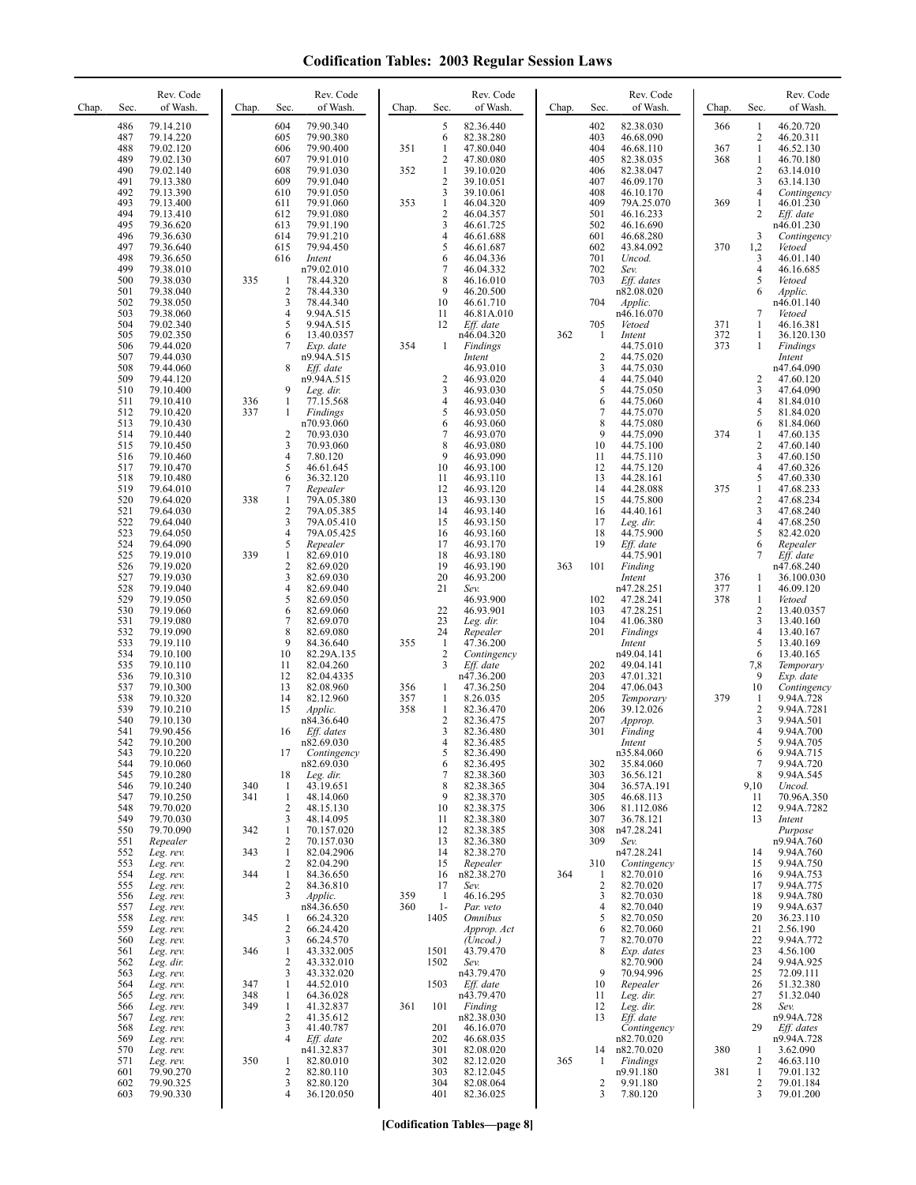# Codification Tables: 2003 Regular Session Laws

| Chap. | Sec. | Rev. Code of Wash. |
|---|---|---|
| | 486 | 79.14.210 |
| | 487 | 79.14.220 |
| | 488 | 79.02.120 |
| | 489 | 79.02.130 |
| | 490 | 79.02.140 |
| | 491 | 79.13.380 |
| | 492 | 79.13.390 |
| | 493 | 79.13.400 |
| | 494 | 79.13.410 |
| | 495 | 79.36.620 |
| | 496 | 79.36.630 |
| | 497 | 79.36.640 |
| | 498 | 79.36.650 |
| | 499 | 79.38.010 |
| | 500 | 79.38.030 |
| | 501 | 79.38.040 |
| | 502 | 79.38.050 |
| | 503 | 79.38.060 |
| | 504 | 79.02.340 |
| | 505 | 79.02.350 |
| | 506 | 79.44.020 |
| | 507 | 79.44.030 |
| | 508 | 79.44.060 |
| | 509 | 79.44.120 |
| | 510 | 79.10.400 |
| | 511 | 79.10.410 |
| | 512 | 79.10.420 |
| | 513 | 79.10.430 |
| | 514 | 79.10.440 |
| | 515 | 79.10.450 |
| | 516 | 79.10.460 |
| | 517 | 79.10.470 |
| | 518 | 79.10.480 |
| | 519 | 79.64.010 |
| | 520 | 79.64.020 |
| | 521 | 79.64.030 |
| | 522 | 79.64.040 |
| | 523 | 79.64.050 |
| | 524 | 79.64.090 |
| | 525 | 79.19.010 |
| | 526 | 79.19.020 |
| | 527 | 79.19.030 |
| | 528 | 79.19.040 |
| | 529 | 79.19.050 |
| | 530 | 79.19.060 |
| | 531 | 79.19.080 |
| | 532 | 79.19.090 |
| | 533 | 79.19.110 |
| | 534 | 79.10.100 |
| | 535 | 79.10.110 |
| | 536 | 79.10.310 |
| | 537 | 79.10.300 |
| | 538 | 79.10.320 |
| | 539 | 79.10.210 |
| | 540 | 79.10.130 |
| | 541 | 79.90.456 |
| | 542 | 79.10.200 |
| | 543 | 79.10.220 |
| | 544 | 79.10.060 |
| | 545 | 79.10.280 |
| | 546 | 79.10.240 |
| | 547 | 79.10.250 |
| | 548 | 79.70.020 |
| | 549 | 79.70.030 |
| | 550 | 79.70.090 |
| | 551 | *Repealer* |
| | 552 | *Leg. rev.* |
| | 553 | *Leg. rev.* |
| | 554 | *Leg. rev.* |
| | 555 | *Leg. rev.* |
| | 556 | *Leg. rev.* |
| | 557 | *Leg. rev.* |
| | 558 | *Leg. rev.* |
| | 559 | *Leg. rev.* |
| | 560 | *Leg. rev.* |
| | 561 | *Leg. rev.* |
| | 562 | *Leg. dir.* |
| | 563 | *Leg. rev.* |
| | 564 | *Leg. rev.* |
| | 565 | *Leg. rev.* |
| | 566 | *Leg. rev.* |
| | 567 | *Leg. rev.* |
| | 568 | *Leg. rev.* |
| | 569 | *Leg. rev.* |
| | 570 | *Leg. rev.* |
| | 571 | *Leg. rev.* |
| | 601 | 79.90.270 |
| | 602 | 79.90.325 |
| | 603 | 79.90.330 |
| | 604 | 79.90.340 |
| | 605 | 79.90.380 |
| | 606 | 79.90.400 |
| | 607 | 79.91.010 |
| | 608 | 79.91.030 |
| | 609 | 79.91.040 |
| | 610 | 79.91.050 |
| | 611 | 79.91.060 |
| | 612 | 79.91.080 |
| | 613 | 79.91.190 |
| | 614 | 79.91.210 |
| | 615 | 79.94.450 |
| | 616 | *Intent* n79.02.010 |
| 335 | 1 | 78.44.320 |
| | 2 | 78.44.330 |
| | 3 | 78.44.340 |
| | 4 | 9.94A.515 |
| | 5 | 9.94A.515 |
| | 6 | 13.40.0357 |
| | 7 | *Exp. date* n9.94A.515 |
| | 8 | *Eff. date* n9.94A.515 |
| | 9 | *Leg. dir.* |
| 336 | 1 | 77.15.568 |
| 337 | 1 | *Findings* n70.93.060 |
| | 2 | 70.93.030 |
| | 3 | 70.93.060 |
| | 4 | 7.80.120 |
| | 5 | 46.61.645 |
| | 6 | 36.32.120 |
| | 7 | *Repealer* |
| 338 | 1 | 79A.05.380 |
| | 2 | 79A.05.385 |
| | 3 | 79A.05.410 |
| | 4 | 79A.05.425 |
| | 5 | *Repealer* |
| 339 | 1 | 82.69.010 |
| | 2 | 82.69.020 |
| | 3 | 82.69.030 |
| | 4 | 82.69.040 |
| | 5 | 82.69.050 |
| | 6 | 82.69.060 |
| | 7 | 82.69.070 |
| | 8 | 82.69.080 |
| | 9 | 84.36.640 |
| | 10 | 82.29A.135 |
| | 11 | 82.04.260 |
| | 12 | 82.04.4335 |
| | 13 | 82.08.960 |
| | 14 | 82.12.960 |
| | 15 | *Applic.* n84.36.640 |
| | 16 | *Eff. dates* n82.69.030 |
| | 17 | *Contingency* n82.69.030 |
| | 18 | *Leg. dir.* |
| 340 | 1 | 43.19.651 |
| 341 | 1 | 48.14.060 |
| | 2 | 48.15.130 |
| | 3 | 48.14.095 |
| 342 | 1 | 70.157.020 |
| | 2 | 70.157.030 |
| 343 | 1 | 82.04.2906 |
| | 2 | 82.04.290 |
| 344 | 1 | 84.36.650 |
| | 2 | 84.36.810 |
| | 3 | *Applic.* n84.36.650 |
| 345 | 1 | 66.24.320 |
| | 2 | 66.24.420 |
| | 3 | 66.24.570 |
| 346 | 1 | 43.332.005 |
| | 2 | 43.332.010 |
| | 3 | 43.332.020 |
| 347 | 1 | 44.52.010 |
| 348 | 1 | 64.36.028 |
| 349 | 1 | 41.32.837 |
| | 2 | 41.35.612 |
| | 3 | 41.40.787 |
| | 4 | *Eff. date* n41.32.837 |
| 350 | 1 | 82.80.010 |
| | 2 | 82.80.110 |
| | 3 | 82.80.120 |
| | 4 | 36.120.050 |
| | 5 | 82.36.440 |
| | 6 | 82.38.280 |
| 351 | 1 | 47.80.040 |
| | 2 | 47.80.080 |
| 352 | 1 | 39.10.020 |
| | 2 | 39.10.051 |
| | 3 | 39.10.061 |
| 353 | 1 | 46.04.320 |
| | 2 | 46.04.357 |
| | 3 | 46.61.725 |
| | 4 | 46.61.688 |
| | 5 | 46.61.687 |
| | 6 | 46.04.336 |
| | 7 | 46.04.332 |
| | 8 | 46.16.010 |
| | 9 | 46.20.500 |
| | 10 | 46.61.710 |
| | 11 | 46.81A.010 |
| | 12 | *Eff. date* n46.04.320 |
| 354 | 1 | *Findings Intent* 46.93.010 |
| | 2 | 46.93.020 |
| | 3 | 46.93.030 |
| | 4 | 46.93.040 |
| | 5 | 46.93.050 |
| | 6 | 46.93.060 |
| | 7 | 46.93.070 |
| | 8 | 46.93.080 |
| | 9 | 46.93.090 |
| | 10 | 46.93.100 |
| | 11 | 46.93.110 |
| | 12 | 46.93.120 |
| | 13 | 46.93.130 |
| | 14 | 46.93.140 |
| | 15 | 46.93.150 |
| | 16 | 46.93.160 |
| | 17 | 46.93.170 |
| | 18 | 46.93.180 |
| | 19 | 46.93.190 |
| | 20 | 46.93.200 |
| | 21 | *Sev.* 46.93.900 |
| | 22 | 46.93.901 |
| | 23 | *Leg. dir.* |
| | 24 | *Repealer* |
| 355 | 1 | 47.36.200 |
| | 2 | *Contingency* |
| | 3 | *Eff. date* n47.36.200 |
| 356 | 1 | 47.36.250 |
| 357 | 1 | 8.26.035 |
| 358 | 1 | 82.36.470 |
| | 2 | 82.36.475 |
| | 3 | 82.36.480 |
| | 4 | 82.36.485 |
| | 5 | 82.36.490 |
| | 6 | 82.36.495 |
| | 7 | 82.38.360 |
| | 8 | 82.38.365 |
| | 9 | 82.38.370 |
| | 10 | 82.38.375 |
| | 11 | 82.38.380 |
| | 12 | 82.38.385 |
| | 13 | 82.36.380 |
| | 14 | 82.38.270 |
| | 15 | *Repealer* |
| | 16 | n82.38.270 |
| | 17 | *Sev.* |
| 359 | 1 | 46.16.295 |
| 360 | 1-1405 | *Par. veto Omnibus Approp. Act (Uncod.)* |
| | 1501 | 43.79.470 |
| | 1502 | *Sev.* n43.79.470 |
| | 1503 | *Eff. date* n43.79.470 |
| 361 | 101 | *Finding* n82.38.030 |
| | 201 | 46.16.070 |
| | 202 | 46.68.035 |
| | 301 | 82.08.020 |
| | 302 | 82.12.020 |
| | 303 | 82.12.045 |
| | 304 | 82.08.064 |
| | 401 | 82.36.025 |
| | 402 | 82.38.030 |
| | 403 | 46.68.090 |
| | 404 | 46.68.110 |
| | 405 | 82.38.035 |
| | 406 | 82.38.047 |
| | 407 | 46.09.170 |
| | 408 | 46.10.170 |
| | 409 | 79A.25.070 |
| | 501 | 46.16.233 |
| | 502 | 46.16.690 |
| | 601 | 46.68.280 |
| | 602 | 43.84.092 |
| | 701 | *Uncod.* |
| | 702 | *Sev.* |
| | 703 | *Eff. dates* n82.08.020 |
| | 704 | *Applic.* n46.16.070 |
| | 705 | *Vetoed* |
| 362 | 1 | *Intent* 44.75.010 |
| | 2 | 44.75.020 |
| | 3 | 44.75.030 |
| | 4 | 44.75.040 |
| | 5 | 44.75.050 |
| | 6 | 44.75.060 |
| | 7 | 44.75.070 |
| | 8 | 44.75.080 |
| | 9 | 44.75.090 |
| | 10 | 44.75.100 |
| | 11 | 44.75.110 |
| | 12 | 44.75.120 |
| | 13 | 44.28.161 |
| | 14 | 44.28.088 |
| | 15 | 44.75.800 |
| | 16 | 44.40.161 |
| | 17 | *Leg. dir.* |
| | 18 | 44.75.900 |
| | 19 | *Eff. date* 44.75.901 |
| 363 | 101 | *Finding Intent* n47.28.251 |
| | 102 | 47.28.241 |
| | 103 | 47.28.251 |
| | 104 | 41.06.380 |
| | 201 | *Findings Intent* n49.04.141 |
| | 202 | 49.04.141 |
| | 203 | 47.01.321 |
| | 204 | 47.06.043 |
| | 205 | *Temporary* |
| | 206 | 39.12.026 |
| | 207 | *Approp.* |
| | 301 | *Finding Intent* n35.84.060 |
| | 302 | 35.84.060 |
| | 303 | 36.56.121 |
| | 304 | 36.57A.191 |
| | 305 | 46.68.113 |
| | 306 | 81.112.086 |
| | 307 | 36.78.121 |
| | 308 | n47.28.241 |
| | 309 | *Sev.* n47.28.241 |
| | 310 | *Contingency* |
| 364 | 1 | 82.70.010 |
| | 2 | 82.70.020 |
| | 3 | 82.70.030 |
| | 4 | 82.70.040 |
| | 5 | 82.70.050 |
| | 6 | 82.70.060 |
| | 7 | 82.70.070 |
| | 8 | *Exp. dates* 82.70.900 |
| | 9 | 70.94.996 |
| | 10 | *Repealer* |
| | 11 | *Leg. dir.* |
| | 12 | *Leg. dir.* |
| | 13 | *Eff. date Contingency* n82.70.020 |
| | 14 | n82.70.020 |
| 365 | 1 | *Findings* n9.91.180 |
| | 2 | 9.91.180 |
| | 3 | 7.80.120 |
| 366 | 1 | 46.20.720 |
| | 2 | 46.20.311 |
| 367 | 1 | 46.52.130 |
| 368 | 1 | 46.70.180 |
| | 2 | 63.14.010 |
| | 3 | 63.14.130 |
| | 4 | *Contingency* |
| 369 | 1 | 46.01.230 |
| | 2 | *Eff. date* n46.01.230 |
| | 3 | *Contingency* |
| 370 | 1,2 | *Vetoed* |
| | 3 | 46.01.140 |
| | 4 | 46.16.685 |
| | 5 | *Vetoed* |
| | 6 | *Applic.* n46.01.140 |
| | 7 | *Vetoed* |
| 371 | 1 | 46.16.381 |
| 372 | 1 | 36.120.130 |
| 373 | 1 | *Findings Intent* n47.64.090 |
| | 2 | 47.60.120 |
| | 3 | 47.64.090 |
| | 4 | 81.84.010 |
| | 5 | 81.84.020 |
| | 6 | 81.84.060 |
| 374 | 1 | 47.60.135 |
| | 2 | 47.60.140 |
| | 3 | 47.60.150 |
| | 4 | 47.60.326 |
| | 5 | 47.60.330 |
| 375 | 1 | 47.68.233 |
| | 2 | 47.68.234 |
| | 3 | 47.68.240 |
| | 4 | 47.68.250 |
| | 5 | 82.42.020 |
| | 6 | *Repealer* |
| | 7 | *Eff. date* n47.68.240 |
| 376 | 1 | 36.100.030 |
| 377 | 1 | 46.09.120 |
| 378 | 1 | *Vetoed* |
| | 2 | 13.40.0357 |
| | 3 | 13.40.160 |
| | 4 | 13.40.167 |
| | 5 | 13.40.169 |
| | 6 | 13.40.165 |
| | 7,8 | *Temporary* |
| | 9 | *Exp. date* |
| | 10 | *Contingency* |
| 379 | 1 | 9.94A.728 |
| | 2 | 9.94A.7281 |
| | 3 | 9.94A.501 |
| | 4 | 9.94A.700 |
| | 5 | 9.94A.705 |
| | 6 | 9.94A.715 |
| | 7 | 9.94A.720 |
| | 8 | 9.94A.545 |
| | 9,10 | *Uncod.* |
| | 11 | 70.96A.350 |
| | 12 | 9.94A.7282 |
| | 13 | *Intent Purpose* n9.94A.760 |
| | 14 | 9.94A.760 |
| | 15 | 9.94A.750 |
| | 16 | 9.94A.753 |
| | 17 | 9.94A.775 |
| | 18 | 9.94A.780 |
| | 19 | 9.94A.637 |
| | 20 | 36.23.110 |
| | 21 | 2.56.190 |
| | 22 | 9.94A.772 |
| | 23 | 4.56.100 |
| | 24 | 9.94A.925 |
| | 25 | 72.09.111 |
| | 26 | 51.32.380 |
| | 27 | 51.32.040 |
| | 28 | *Sev.* n9.94A.728 |
| | 29 | *Eff. dates* n9.94A.728 |
| 380 | 1 | 3.62.090 |
| | 2 | 46.63.110 |
| 381 | 1 | 79.01.132 |
| | 2 | 79.01.184 |
| | 3 | 79.01.200 |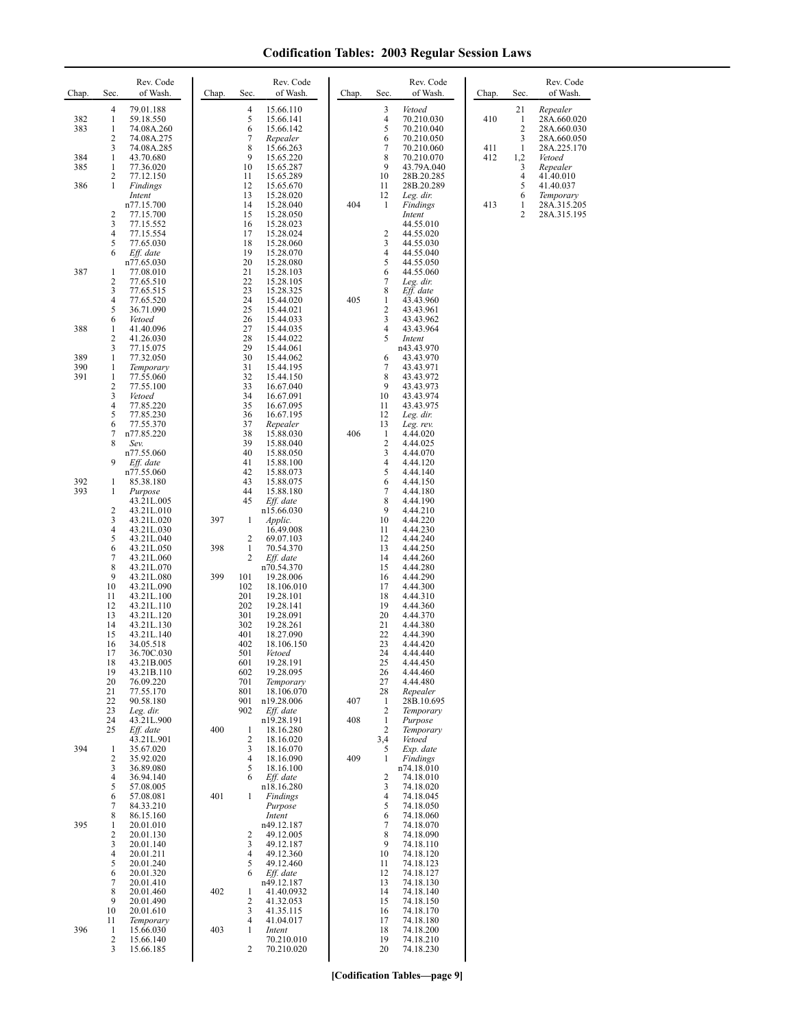# Codification Tables: 2003 Regular Session Laws

| Chap. | Sec. | Rev. Code of Wash. |
|---|---|---|
| | 4 | 79.01.188 |
| 382 | 1 | 59.18.550 |
| 383 | 1 | 74.08A.260 |
| | 2 | 74.08A.275 |
| | 3 | 74.08A.285 |
| 384 | 1 | 43.70.680 |
| 385 | 1 | 77.36.020 |
| | 2 | 77.12.150 |
| 386 | 1 | *Findings* *Intent* n77.15.700 |
| | 2 | 77.15.700 |
| | 3 | 77.15.552 |
| | 4 | 77.15.554 |
| | 5 | 77.65.030 |
| | 6 | *Eff. date* n77.65.030 |
| 387 | 1 | 77.08.010 |
| | 2 | 77.65.510 |
| | 3 | 77.65.515 |
| | 4 | 77.65.520 |
| | 5 | 36.71.090 |
| | 6 | *Vetoed* |
| 388 | 1 | 41.40.096 |
| | 2 | 41.26.030 |
| | 3 | 77.15.075 |
| 389 | 1 | 77.32.050 |
| 390 | 1 | *Temporary* |
| 391 | 1 | 77.55.060 |
| | 2 | 77.55.100 |
| | 3 | *Vetoed* |
| | 4 | 77.85.220 |
| | 5 | 77.85.230 |
| | 6 | 77.55.370 |
| | 7 | n77.85.220 |
| | 8 | *Sev.* n77.55.060 |
| | 9 | *Eff. date* n77.55.060 |
| 392 | 1 | 85.38.180 |
| 393 | 1 | *Purpose* 43.21L.005 |
| | 2 | 43.21L.010 |
| | 3 | 43.21L.020 |
| | 4 | 43.21L.030 |
| | 5 | 43.21L.040 |
| | 6 | 43.21L.050 |
| | 7 | 43.21L.060 |
| | 8 | 43.21L.070 |
| | 9 | 43.21L.080 |
| | 10 | 43.21L.090 |
| | 11 | 43.21L.100 |
| | 12 | 43.21L.110 |
| | 13 | 43.21L.120 |
| | 14 | 43.21L.130 |
| | 15 | 43.21L.140 |
| | 16 | 34.05.518 |
| | 17 | 36.70C.030 |
| | 18 | 43.21B.005 |
| | 19 | 43.21B.110 |
| | 20 | 76.09.220 |
| | 21 | 77.55.170 |
| | 22 | 90.58.180 |
| | 23 | *Leg. dir.* |
| | 24 | 43.21L.900 |
| | 25 | *Eff. date* 43.21L.901 |
| 394 | 1 | 35.67.020 |
| | 2 | 35.92.020 |
| | 3 | 36.89.080 |
| | 4 | 36.94.140 |
| | 5 | 57.08.005 |
| | 6 | 57.08.081 |
| | 7 | 84.33.210 |
| | 8 | 86.15.160 |
| 395 | 1 | 20.01.010 |
| | 2 | 20.01.130 |
| | 3 | 20.01.140 |
| | 4 | 20.01.211 |
| | 5 | 20.01.240 |
| | 6 | 20.01.320 |
| | 7 | 20.01.410 |
| | 8 | 20.01.460 |
| | 9 | 20.01.490 |
| | 10 | 20.01.610 |
| | 11 | *Temporary* |
| 396 | 1 | 15.66.030 |
| | 2 | 15.66.140 |
| | 3 | 15.66.185 |
| | 4 | 15.66.110 |
| | 5 | 15.66.141 |
| | 6 | 15.66.142 |
| | 7 | *Repealer* |
| | 8 | 15.66.263 |
| | 9 | 15.65.220 |
| | 10 | 15.65.287 |
| | 11 | 15.65.289 |
| | 12 | 15.65.670 |
| | 13 | 15.28.020 |
| | 14 | 15.28.040 |
| | 15 | 15.28.050 |
| | 16 | 15.28.023 |
| | 17 | 15.28.024 |
| | 18 | 15.28.060 |
| | 19 | 15.28.070 |
| | 20 | 15.28.080 |
| | 21 | 15.28.103 |
| | 22 | 15.28.105 |
| | 23 | 15.28.325 |
| | 24 | 15.44.020 |
| | 25 | 15.44.021 |
| | 26 | 15.44.033 |
| | 27 | 15.44.035 |
| | 28 | 15.44.022 |
| | 29 | 15.44.061 |
| | 30 | 15.44.062 |
| | 31 | 15.44.195 |
| | 32 | 15.44.150 |
| | 33 | 16.67.040 |
| | 34 | 16.67.091 |
| | 35 | 16.67.095 |
| | 36 | 16.67.195 |
| | 37 | *Repealer* |
| | 38 | 15.88.030 |
| | 39 | 15.88.040 |
| | 40 | 15.88.050 |
| | 41 | 15.88.100 |
| | 42 | 15.88.073 |
| | 43 | 15.88.075 |
| | 44 | 15.88.180 |
| | 45 | *Eff. date* n15.66.030 |
| 397 | 1 | *Applic.* 16.49.008 |
| | 2 | 69.07.103 |
| 398 | 1 | 70.54.370 |
| | 2 | *Eff. date* n70.54.370 |
| 399 | 101 | 19.28.006 |
| | 102 | 18.106.010 |
| | 201 | 19.28.101 |
| | 202 | 19.28.141 |
| | 301 | 19.28.091 |
| | 302 | 19.28.261 |
| | 401 | 18.27.090 |
| | 402 | 18.106.150 |
| | 501 | *Vetoed* |
| | 601 | 19.28.191 |
| | 602 | 19.28.095 |
| | 701 | *Temporary* |
| | 801 | 18.106.070 |
| | 901 | n19.28.006 |
| | 902 | *Eff. date* n19.28.191 |
| 400 | 1 | 18.16.280 |
| | 2 | 18.16.020 |
| | 3 | 18.16.070 |
| | 4 | 18.16.090 |
| | 5 | 18.16.100 |
| | 6 | *Eff. date* n18.16.280 |
| 401 | 1 | *Findings* *Purpose* *Intent* n49.12.187 |
| | 2 | 49.12.005 |
| | 3 | 49.12.187 |
| | 4 | 49.12.360 |
| | 5 | 49.12.460 |
| | 6 | *Eff. date* n49.12.187 |
| 402 | 1 | 41.40.0932 |
| | 2 | 41.32.053 |
| | 3 | 41.35.115 |
| | 4 | 41.04.017 |
| 403 | 1 | *Intent* 70.210.010 |
| | 2 | 70.210.020 |
| | 3 | *Vetoed* |
| | 4 | 70.210.030 |
| | 5 | 70.210.040 |
| | 6 | 70.210.050 |
| | 7 | 70.210.060 |
| | 8 | 70.210.070 |
| | 9 | 43.79A.040 |
| | 10 | 28B.20.285 |
| | 11 | 28B.20.289 |
| | 12 | *Leg. dir.* |
| 404 | 1 | *Findings* *Intent* 44.55.010 |
| | 2 | 44.55.020 |
| | 3 | 44.55.030 |
| | 4 | 44.55.040 |
| | 5 | 44.55.050 |
| | 6 | 44.55.060 |
| | 7 | *Leg. dir.* |
| | 8 | *Eff. date* |
| 405 | 1 | 43.43.960 |
| | 2 | 43.43.961 |
| | 3 | 43.43.962 |
| | 4 | 43.43.964 |
| | 5 | *Intent* n43.43.970 |
| | 6 | 43.43.970 |
| | 7 | 43.43.971 |
| | 8 | 43.43.972 |
| | 9 | 43.43.973 |
| | 10 | 43.43.974 |
| | 11 | 43.43.975 |
| | 12 | *Leg. dir.* |
| | 13 | *Leg. rev.* |
| 406 | 1 | 4.44.020 |
| | 2 | 4.44.025 |
| | 3 | 4.44.070 |
| | 4 | 4.44.120 |
| | 5 | 4.44.140 |
| | 6 | 4.44.150 |
| | 7 | 4.44.180 |
| | 8 | 4.44.190 |
| | 9 | 4.44.210 |
| | 10 | 4.44.220 |
| | 11 | 4.44.230 |
| | 12 | 4.44.240 |
| | 13 | 4.44.250 |
| | 14 | 4.44.260 |
| | 15 | 4.44.280 |
| | 16 | 4.44.290 |
| | 17 | 4.44.300 |
| | 18 | 4.44.310 |
| | 19 | 4.44.360 |
| | 20 | 4.44.370 |
| | 21 | 4.44.380 |
| | 22 | 4.44.390 |
| | 23 | 4.44.420 |
| | 24 | 4.44.440 |
| | 25 | 4.44.450 |
| | 26 | 4.44.460 |
| | 27 | 4.44.480 |
| | 28 | *Repealer* |
| 407 | 1 | 28B.10.695 |
| | 2 | *Temporary* |
| 408 | 1 | *Purpose* |
| | 2 | *Temporary* |
| | 3,4 | *Vetoed* |
| | 5 | *Exp. date* |
| 409 | 1 | *Findings* n74.18.010 |
| | 2 | 74.18.010 |
| | 3 | 74.18.020 |
| | 4 | 74.18.045 |
| | 5 | 74.18.050 |
| | 6 | 74.18.060 |
| | 7 | 74.18.070 |
| | 8 | 74.18.090 |
| | 9 | 74.18.110 |
| | 10 | 74.18.120 |
| | 11 | 74.18.123 |
| | 12 | 74.18.127 |
| | 13 | 74.18.130 |
| | 14 | 74.18.140 |
| | 15 | 74.18.150 |
| | 16 | 74.18.170 |
| | 17 | 74.18.180 |
| | 18 | 74.18.200 |
| | 19 | 74.18.210 |
| | 20 | 74.18.230 |
| | 21 | *Repealer* |
| 410 | 1 | 28A.660.020 |
| | 2 | 28A.660.030 |
| | 3 | 28A.660.050 |
| 411 | 1 | 28A.225.170 |
| 412 | 1,2 | *Vetoed* |
| | 3 | *Repealer* |
| | 4 | 41.40.010 |
| | 5 | 41.40.037 |
| | 6 | *Temporary* |
| 413 | 1 | 28A.315.205 |
| | 2 | 28A.315.195 |